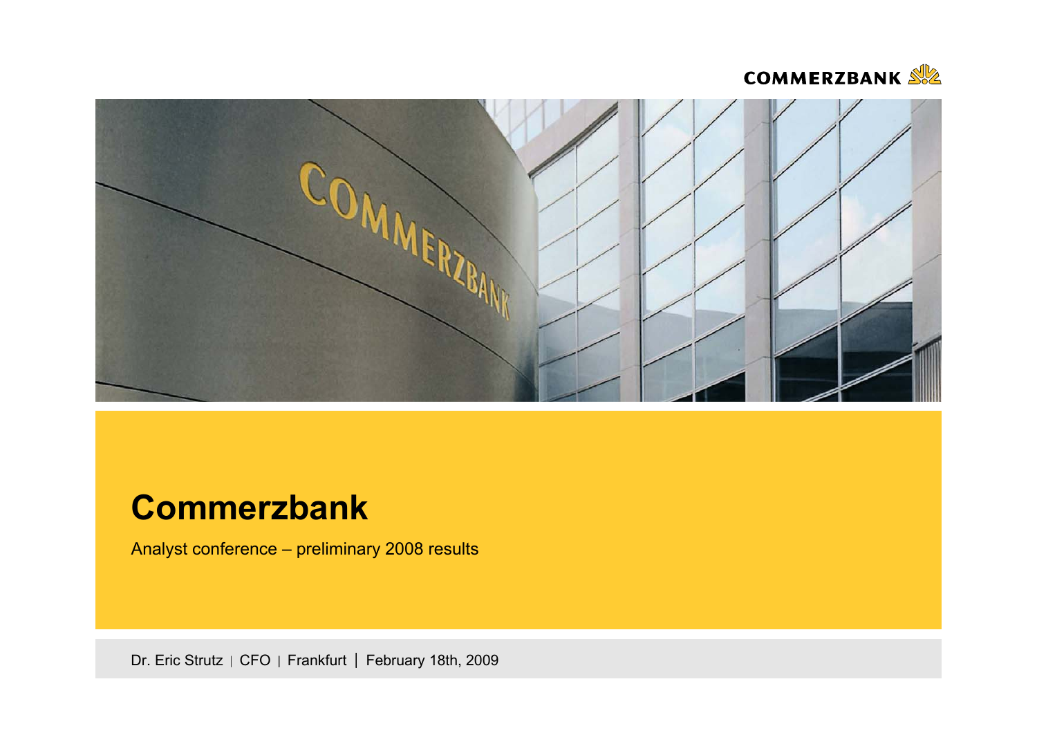COMMERZBANK

# Commerzbank

Analyst conference – preliminary 2008 results

Dr. Eric Strutz | CFO | Frankfurt | February 18th, 2009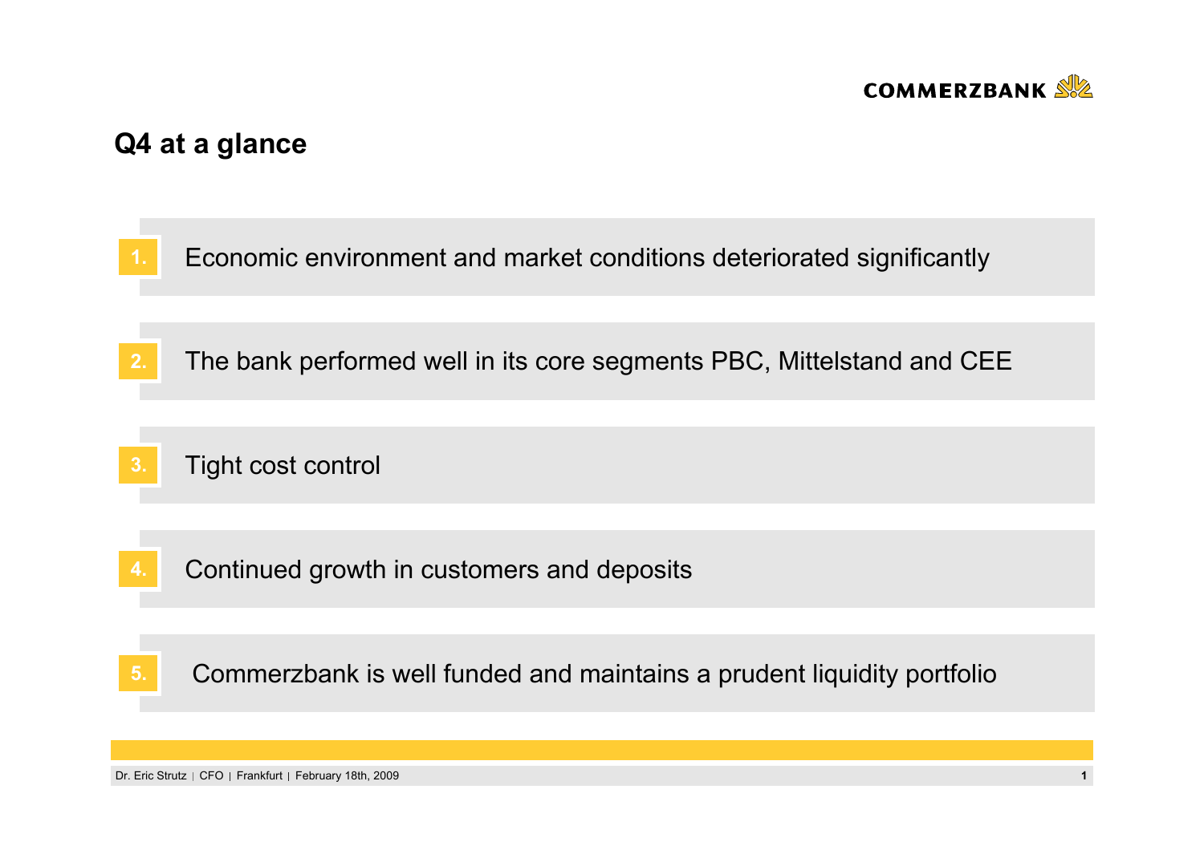## Q4 at a glance

1. Economic environment and market conditions deteriorated significantly
2. The bank performed well in its core segments PBC, Mittelstand and CEE
3. Tight cost control
4. Continued growth in customers and deposits
5. Commerzbank is well funded and maintains a prudent liquidity portfolio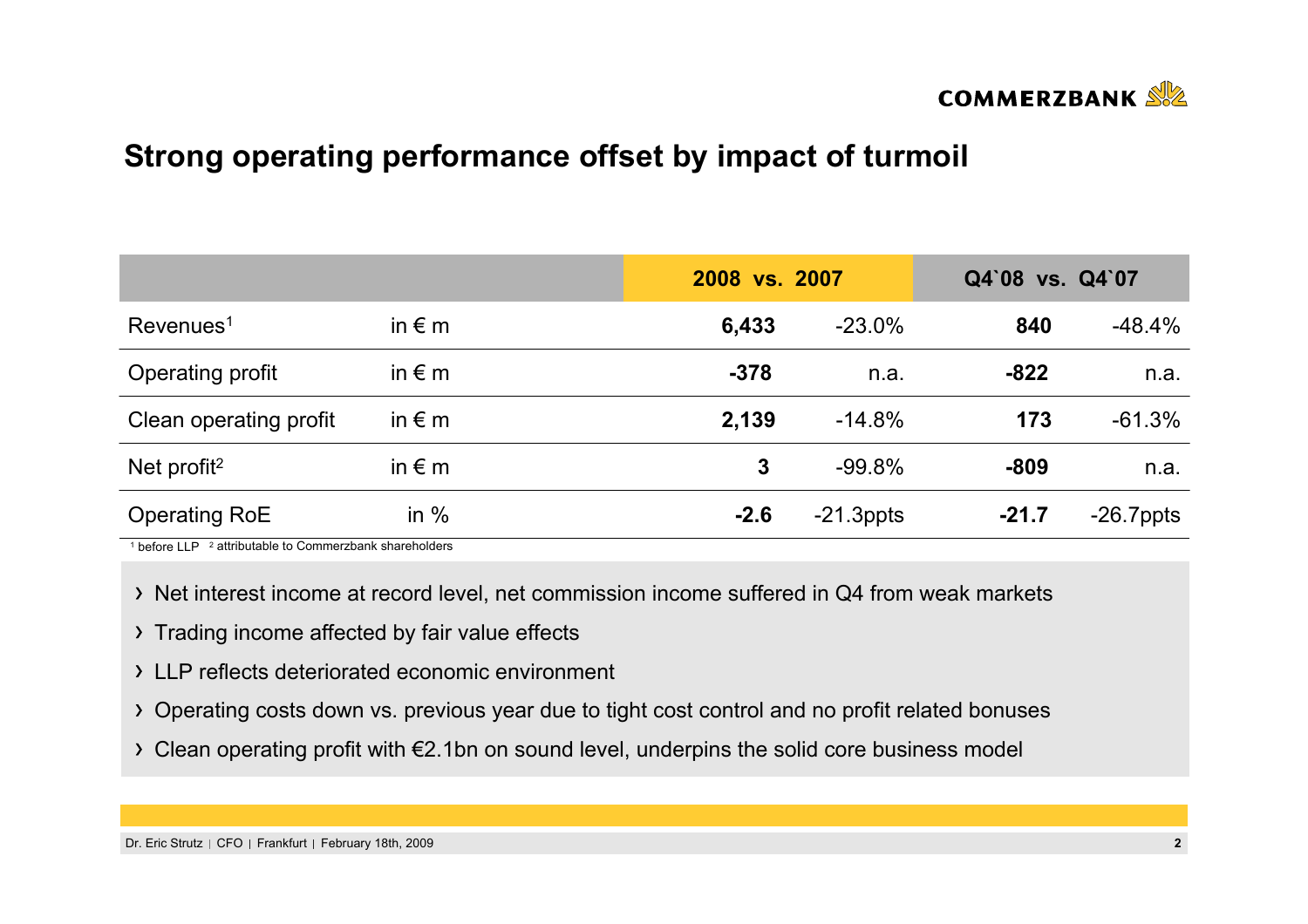## Strong operating performance offset by impact of turmoil

| | | 2008 vs. 2007 | | Q4`08 vs. Q4`07 | |
|---|---|---|---|---|---|
| Revenues[1] | in € m | **6,433** | -23.0% | **840** | -48.4% |
| Operating profit | in € m | **-378** | n.a. | **-822** | n.a. |
| Clean operating profit | in € m | **2,139** | -14.8% | **173** | -61.3% |
| Net profit[2] | in € m | **3** | -99.8% | **-809** | n.a. |
| Operating RoE | in % | **-2.6** | -21.3ppts | **-21.7** | -26.7ppts |

[1] before LLP [2] attributable to Commerzbank shareholders

- Net interest income at record level, net commission income suffered in Q4 from weak markets
- Trading income affected by fair value effects
- LLP reflects deteriorated economic environment
- Operating costs down vs. previous year due to tight cost control and no profit related bonuses
- Clean operating profit with €2.1bn on sound level, underpins the solid core business model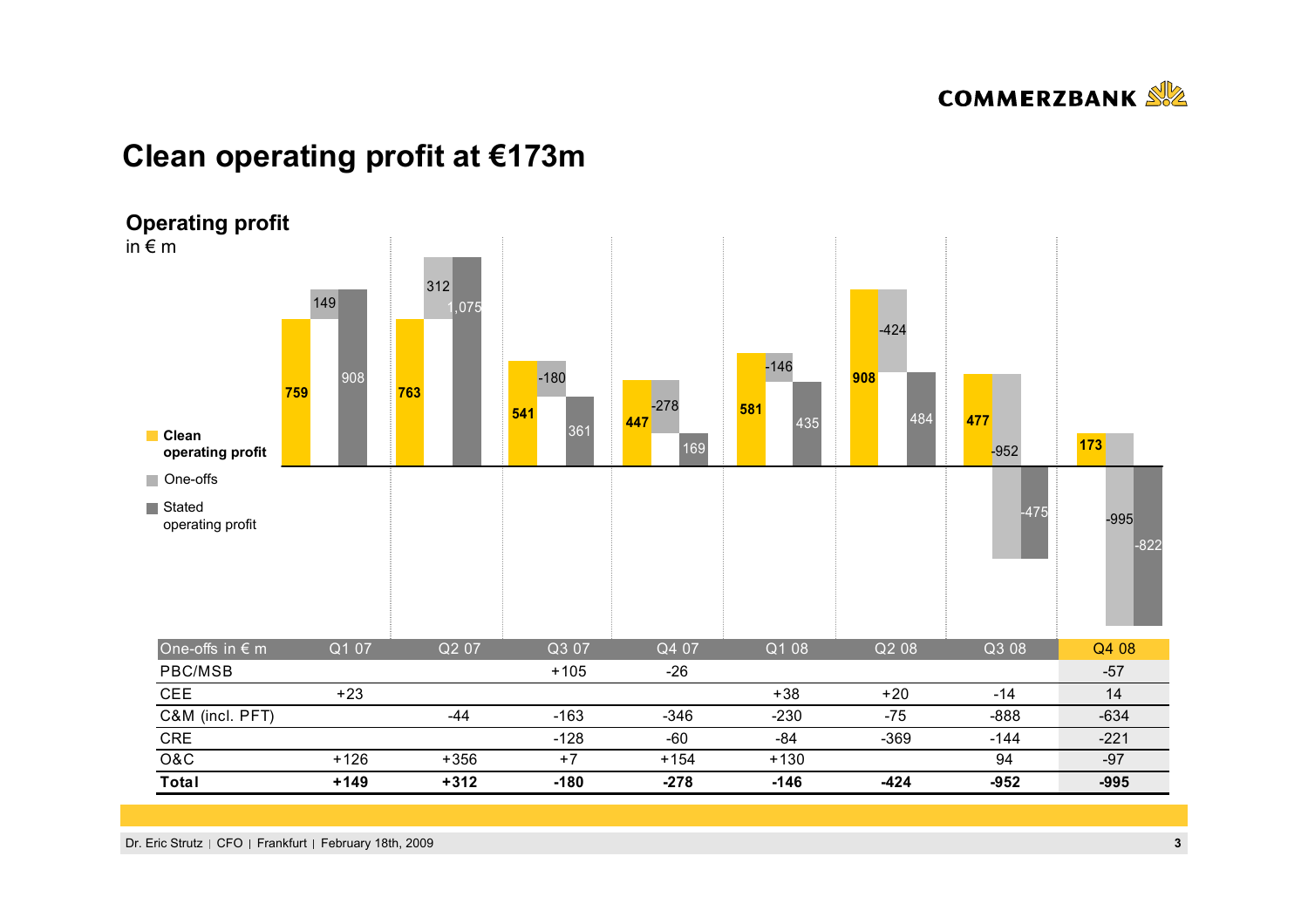# Clean operating profit at €173m

## Operating profit

in € m

| | Q1 07 | Q2 07 | Q3 07 | Q4 07 | Q1 08 | Q2 08 | Q3 08 | Q4 08 |
|---|---|---|---|---|---|---|---|---|
| Clean operating profit | 759 | 763 | 541 | 447 | 581 | 908 | 477 | 173 |
| One-offs | 149 | 312 | -180 | -278 | -146 | -424 | -952 | -995 |
| Stated operating profit | 908 | 1,075 | 361 | 169 | 435 | 484 | -475 | -822 |

| One-offs in € m | Q1 07 | Q2 07 | Q3 07 | Q4 07 | Q1 08 | Q2 08 | Q3 08 | Q4 08 |
|---|---|---|---|---|---|---|---|---|
| PBC/MSB | | | +105 | -26 | | | | -57 |
| CEE | +23 | | | | +38 | +20 | -14 | 14 |
| C&M (incl. PFT) | | -44 | -163 | -346 | -230 | -75 | -888 | -634 |
| CRE | | | -128 | -60 | -84 | -369 | -144 | -221 |
| O&C | +126 | +356 | +7 | +154 | +130 | | 94 | -97 |
| **Total** | **+149** | **+312** | **-180** | **-278** | **-146** | **-424** | **-952** | **-995** |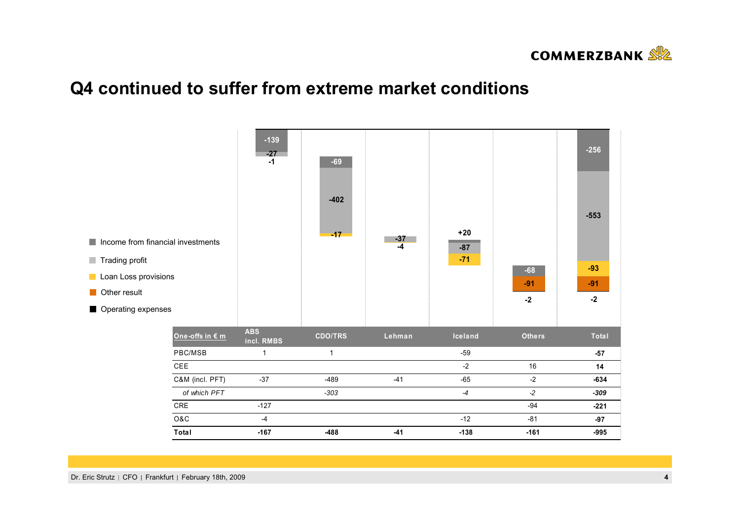# Q4 continued to suffer from extreme market conditions

- Income from financial investments
- Trading profit
- Loan Loss provisions
- Other result
- Operating expenses

| | ABS incl. RMBS | CDO/TRS | Lehman | Iceland | Others | Total |
|---|---|---|---|---|---|---|
| Income from financial investments | -139 | -69 | | +20 | -68 | -256 |
| Trading profit | -27 | -402 | -37 | -87 | | -553 |
| Loan Loss provisions | | -17 | | -71 | | -93 |
| Other result | | | | | -91 | -91 |
| Operating expenses | -1 | | -4 | | -2 | -2 |

| One-offs in € m | ABS incl. RMBS | CDO/TRS | Lehman | Iceland | Others | Total |
|---|---|---|---|---|---|---|
| PBC/MSB | 1 | 1 | | -59 | | **-57** |
| CEE | | | | -2 | 16 | **14** |
| C&M (incl. PFT) | -37 | -489 | -41 | -65 | -2 | **-634** |
| *of which PFT* | | *-303* | | *-4* | *-2* | ***-309*** |
| CRE | -127 | | | | -94 | **-221** |
| O&C | -4 | | | -12 | -81 | **-97** |
| **Total** | **-167** | **-488** | **-41** | **-138** | **-161** | **-995** |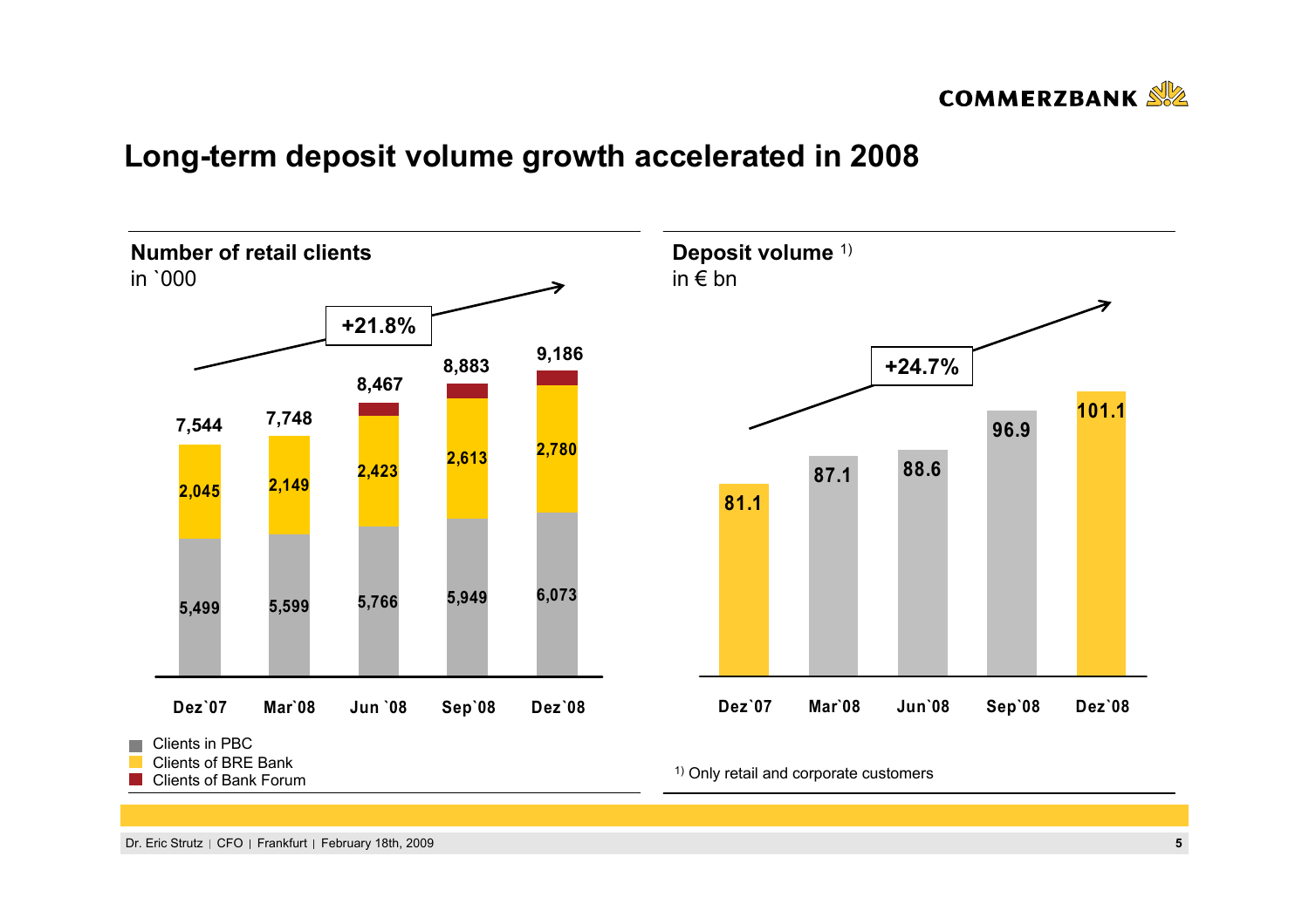# Long-term deposit volume growth accelerated in 2008

## Number of retail clients

in `000

+21.8%

| | Dez`07 | Mar`08 | Jun `08 | Sep`08 | Dez`08 |
|---|---|---|---|---|---|
| Clients in PBC | 5,499 | 5,599 | 5,766 | 5,949 | 6,073 |
| Clients of BRE Bank | 2,045 | 2,149 | 2,423 | 2,613 | 2,780 |
| Clients of Bank Forum | | | | | |
| Total | 7,544 | 7,748 | 8,467 | 8,883 | 9,186 |

## Deposit volume [1)]

in € bn

+24.7%

| Dez`07 | Mar`08 | Jun`08 | Sep`08 | Dez`08 |
|---|---|---|---|---|
| 81.1 | 87.1 | 88.6 | 96.9 | 101.1 |

1) Only retail and corporate customers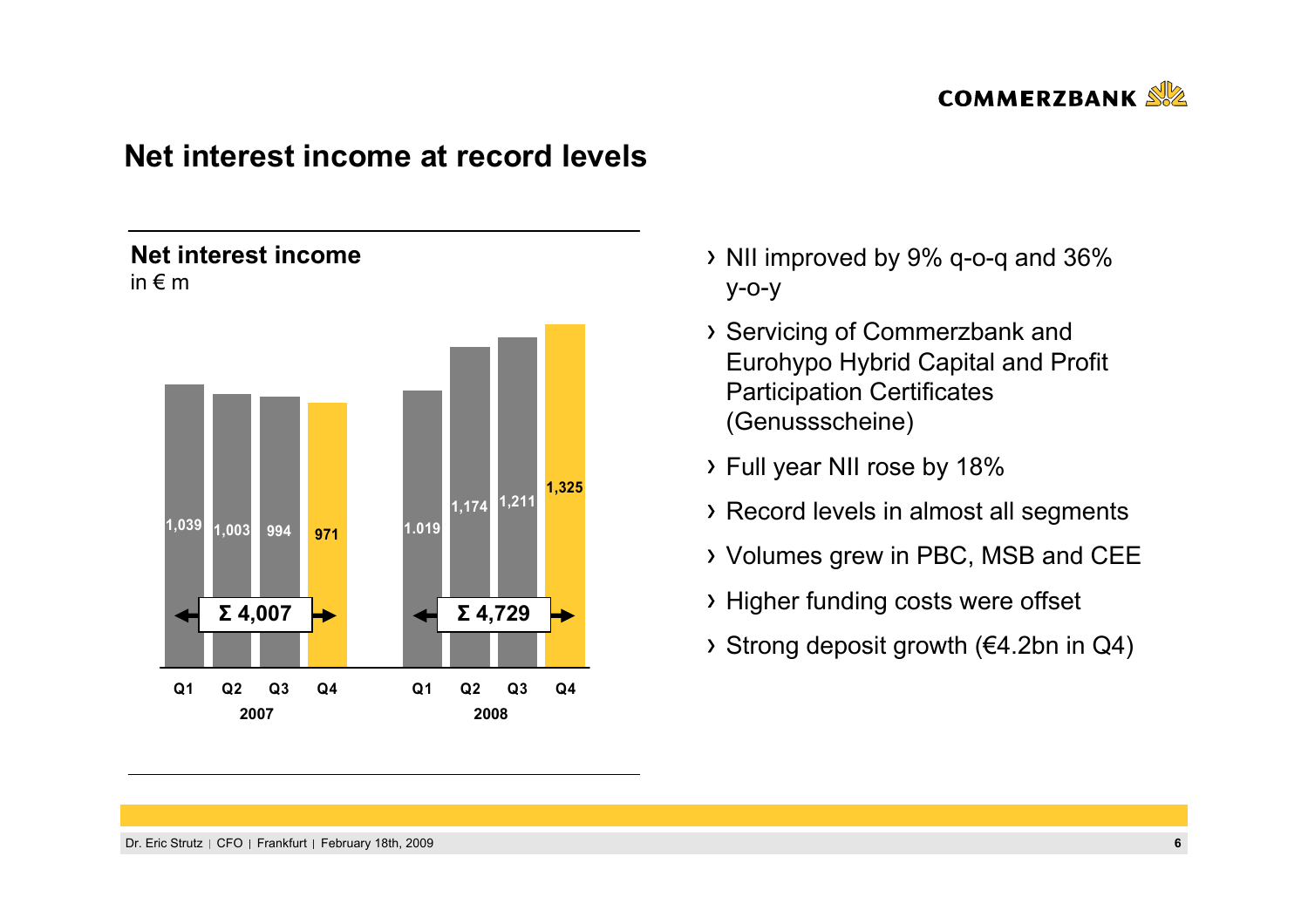# Net interest income at record levels

## Net interest income
in € m

| | Q1 | Q2 | Q3 | Q4 |
|---|---|---|---|---|
| 2007 | 1,039 | 1,003 | 994 | 971 |
| 2008 | 1.019 | 1,174 | 1,211 | 1,325 |

Σ 2007: 4,007
Σ 2008: 4,729

- NII improved by 9% q-o-q and 36% y-o-y
- Servicing of Commerzbank and Eurohypo Hybrid Capital and Profit Participation Certificates (Genussscheine)
- Full year NII rose by 18%
- Record levels in almost all segments
- Volumes grew in PBC, MSB and CEE
- Higher funding costs were offset
- Strong deposit growth (€4.2bn in Q4)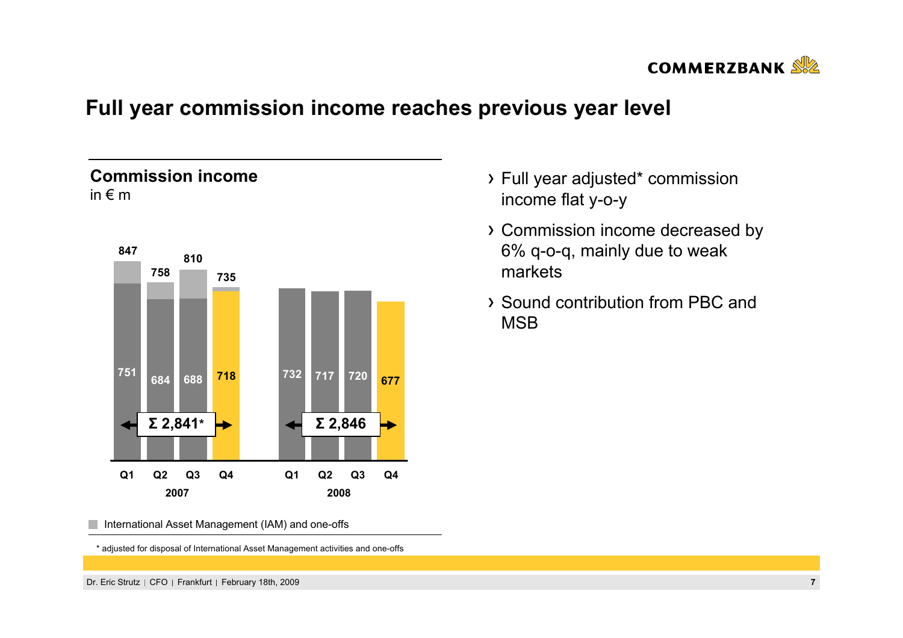# Full year commission income reaches previous year level

## Commission income

in € m

| | Q1 2007 | Q2 2007 | Q3 2007 | Q4 2007 | Q1 2008 | Q2 2008 | Q3 2008 | Q4 2008 |
|---|---|---|---|---|---|---|---|---|
| Total | 847 | 758 | 810 | 735 | | | | |
| Adjusted | 751 | 684 | 688 | 718 | 732 | 717 | 720 | 677 |

2007: Σ 2,841*

2008: Σ 2,846

International Asset Management (IAM) and one-offs

- Full year adjusted* commission income flat y-o-y
- Commission income decreased by 6% q-o-q, mainly due to weak markets
- Sound contribution from PBC and MSB

\* adjusted for disposal of International Asset Management activities and one-offs

Dr. Eric Strutz | CFO | Frankfurt | February 18th, 2009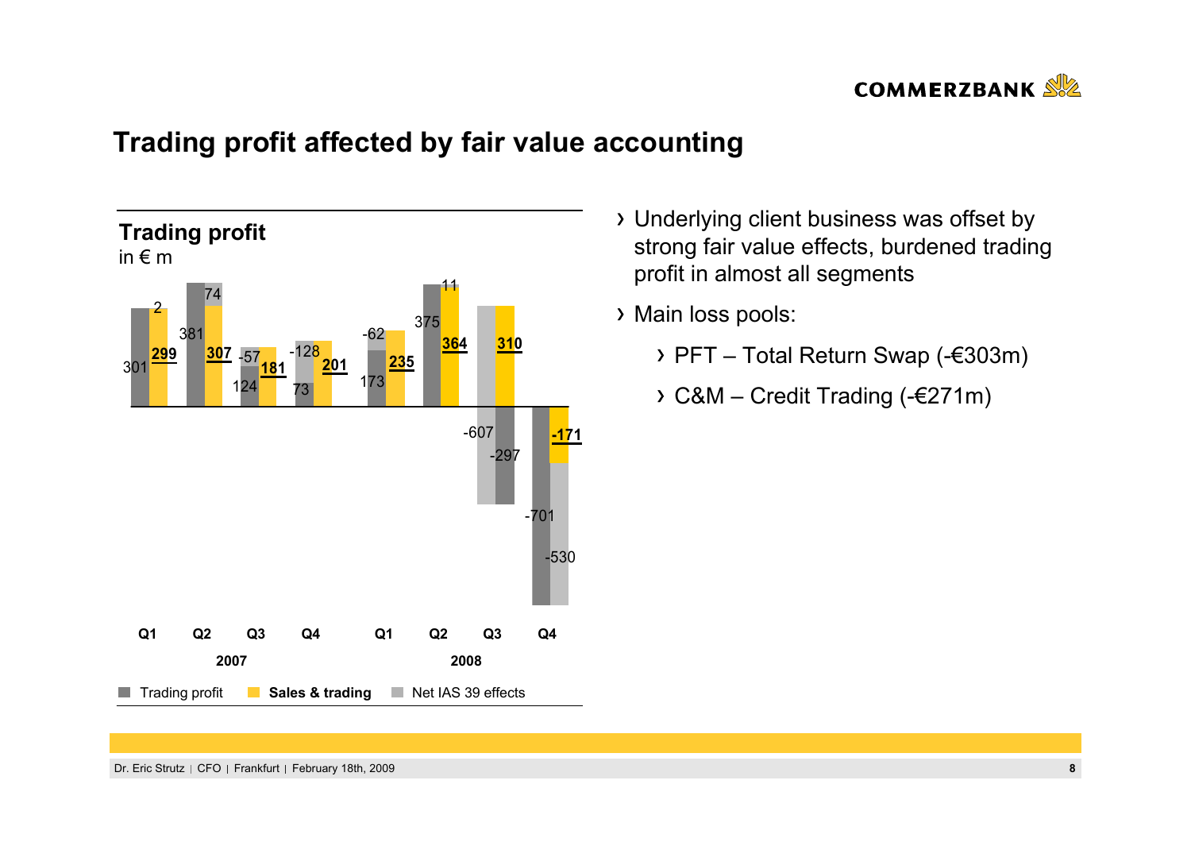# Trading profit affected by fair value accounting

**Trading profit**
in € m

| | Q1 2007 | Q2 2007 | Q3 2007 | Q4 2007 | Q1 2008 | Q2 2008 | Q3 2008 | Q4 2008 |
|---|---|---|---|---|---|---|---|---|
| Trading profit | 301 | 381 | 124 | 73 | 173 | 375 | -297 | -701 |
| **Sales & trading** | **299** | **307** | **181** | **201** | **235** | **364** | **310** | **-171** |
| Net IAS 39 effects | 2 | 74 | -57 | -128 | -62 | 11 | -607 | -530 |

- Underlying client business was offset by strong fair value effects, burdened trading profit in almost all segments
- Main loss pools:
  - PFT – Total Return Swap (-€303m)
  - C&M – Credit Trading (-€271m)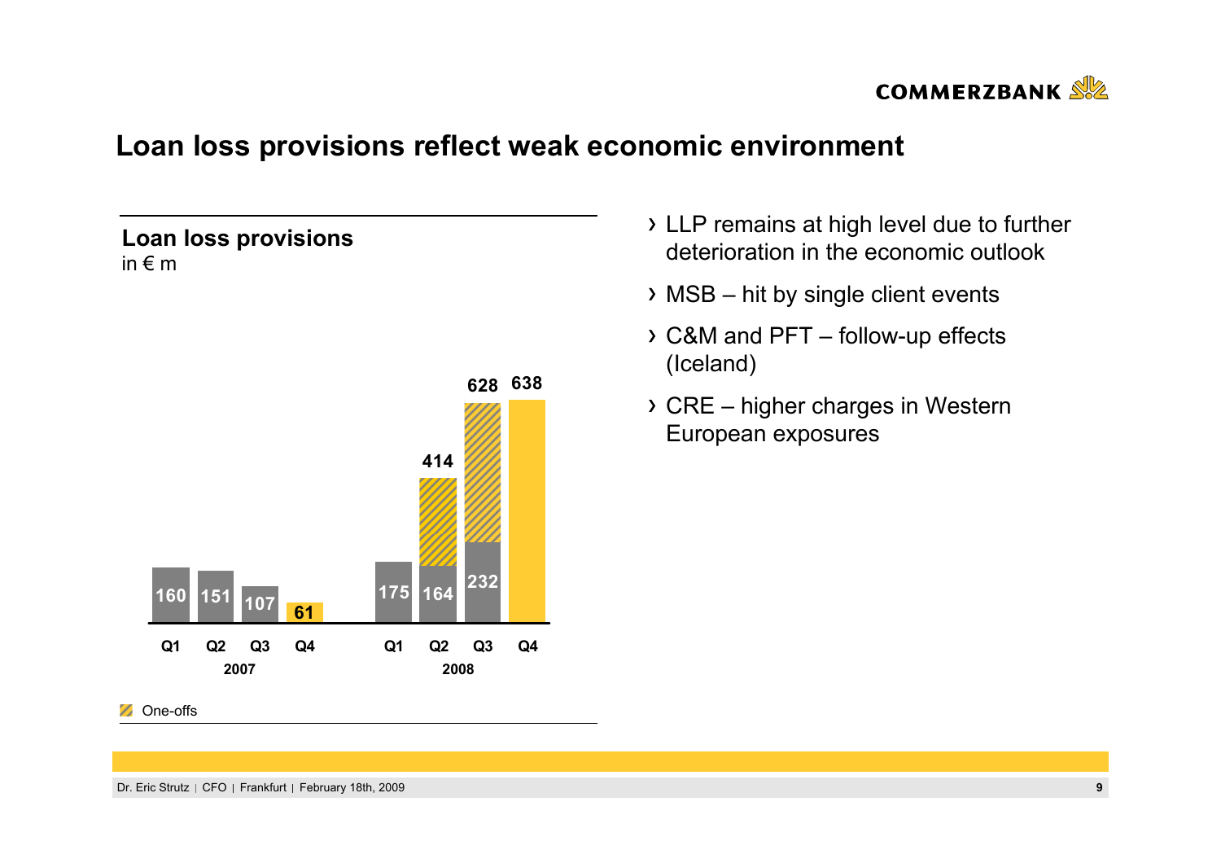# Loan loss provisions reflect weak economic environment

## Loan loss provisions

in € m

| Year | Quarter | Loan loss provisions |
| --- | --- | --- |
| 2007 | Q1 | 160 |
| 2007 | Q2 | 151 |
| 2007 | Q3 | 107 |
| 2007 | Q4 | 61 |
| 2008 | Q1 | 175 |
| 2008 | Q2 | 414 (164 + One-offs) |
| 2008 | Q3 | 628 (232 + One-offs) |
| 2008 | Q4 | 638 |

One-offs

- LLP remains at high level due to further deterioration in the economic outlook
- MSB – hit by single client events
- C&M and PFT – follow-up effects (Iceland)
- CRE – higher charges in Western European exposures

Dr. Eric Strutz | CFO | Frankfurt | February 18th, 2009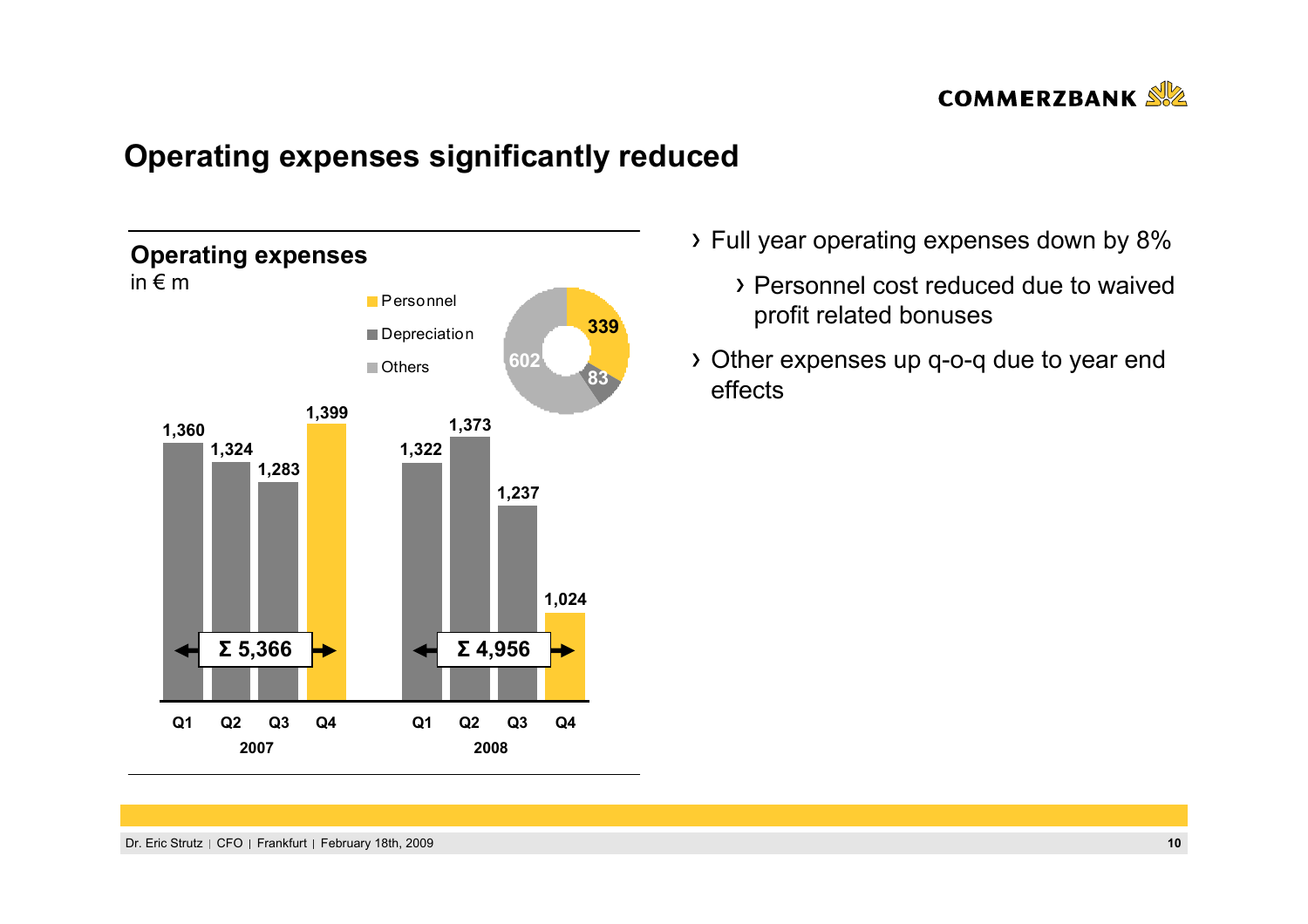# Operating expenses significantly reduced

## Operating expenses

in € m

| Year | Q1 | Q2 | Q3 | Q4 | Σ |
|---|---|---|---|---|---|
| 2007 | 1,360 | 1,324 | 1,283 | 1,399 | 5,366 |
| 2008 | 1,322 | 1,373 | 1,237 | 1,024 | 4,956 |

Q4 2008 breakdown:

| Component | € m |
|---|---|
| Personnel | 339 |
| Depreciation | 83 |
| Others | 602 |

- Full year operating expenses down by 8%
  - Personnel cost reduced due to waived profit related bonuses
- Other expenses up q-o-q due to year end effects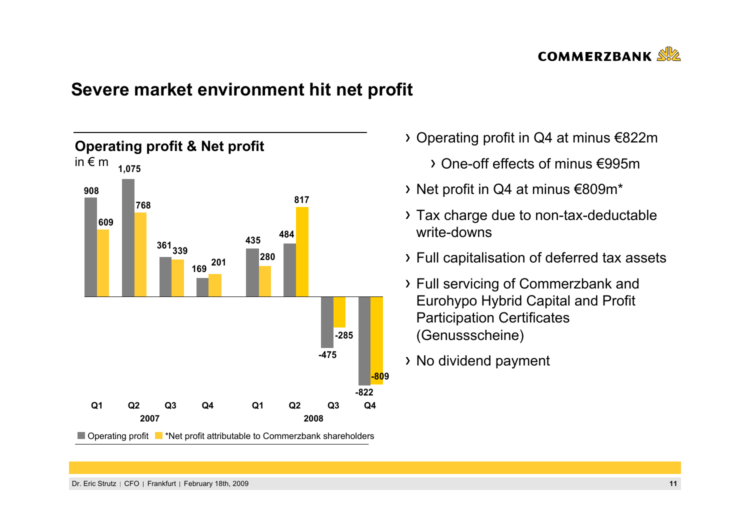# Severe market environment hit net profit

## Operating profit & Net profit

in € m

| | 2007 Q1 | 2007 Q2 | 2007 Q3 | 2007 Q4 | 2008 Q1 | 2008 Q2 | 2008 Q3 | 2008 Q4 |
|---|---|---|---|---|---|---|---|---|
| Operating profit | 908 | 1,075 | 361 | 169 | 435 | 484 | -475 | -822 |
| *Net profit attributable to Commerzbank shareholders | 609 | 768 | 339 | 201 | 280 | 817 | -285 | -809 |

- Operating profit in Q4 at minus €822m
  - One-off effects of minus €995m
- Net profit in Q4 at minus €809m*
- Tax charge due to non-tax-deductable write-downs
- Full capitalisation of deferred tax assets
- Full servicing of Commerzbank and Eurohypo Hybrid Capital and Profit Participation Certificates (Genussscheine)
- No dividend payment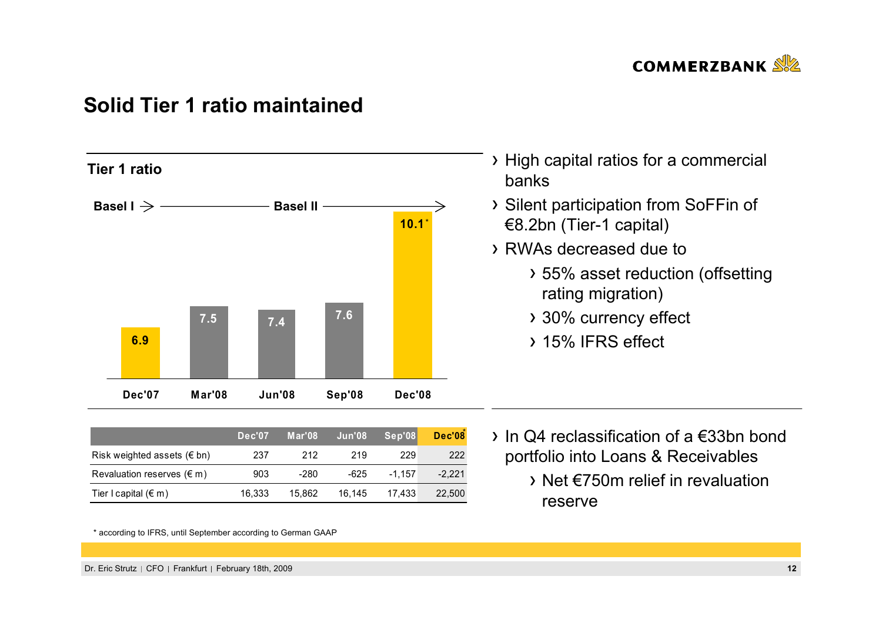# Solid Tier 1 ratio maintained

**Tier 1 ratio**

Basel I → Basel II →

| Dec'07 | Mar'08 | Jun'08 | Sep'08 | Dec'08 |
|---|---|---|---|---|
| 6.9 | 7.5 | 7.4 | 7.6 | 10.1* |

- High capital ratios for a commercial banks
- Silent participation from SoFFin of €8.2bn (Tier-1 capital)
- RWAs decreased due to
  - 55% asset reduction (offsetting rating migration)
  - 30% currency effect
  - 15% IFRS effect

| | Dec'07 | Mar'08 | Jun'08 | Sep'08 | Dec'08* |
|---|---|---|---|---|---|
| Risk weighted assets (€ bn) | 237 | 212 | 219 | 229 | 222 |
| Revaluation reserves (€ m) | 903 | -280 | -625 | -1,157 | -2,221 |
| Tier I capital (€ m) | 16,333 | 15,862 | 16,145 | 17,433 | 22,500 |

- In Q4 reclassification of a €33bn bond portfolio into Loans & Receivables
  - Net €750m relief in revaluation reserve

* according to IFRS, until September according to German GAAP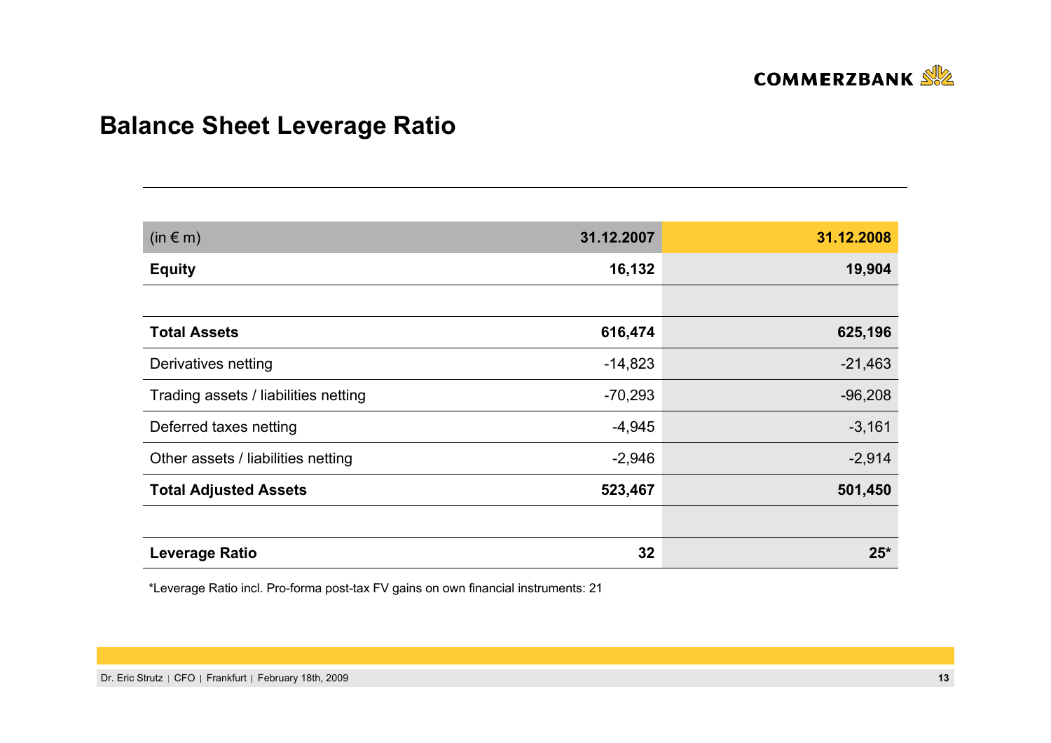## Balance Sheet Leverage Ratio

| (in € m) | 31.12.2007 | 31.12.2008 |
|---|---|---|
| **Equity** | **16,132** | **19,904** |
| | | |
| **Total Assets** | **616,474** | **625,196** |
| Derivatives netting | -14,823 | -21,463 |
| Trading assets / liabilities netting | -70,293 | -96,208 |
| Deferred taxes netting | -4,945 | -3,161 |
| Other assets / liabilities netting | -2,946 | -2,914 |
| **Total Adjusted Assets** | **523,467** | **501,450** |
| | | |
| **Leverage Ratio** | **32** | **25*** |

*Leverage Ratio incl. Pro-forma post-tax FV gains on own financial instruments: 21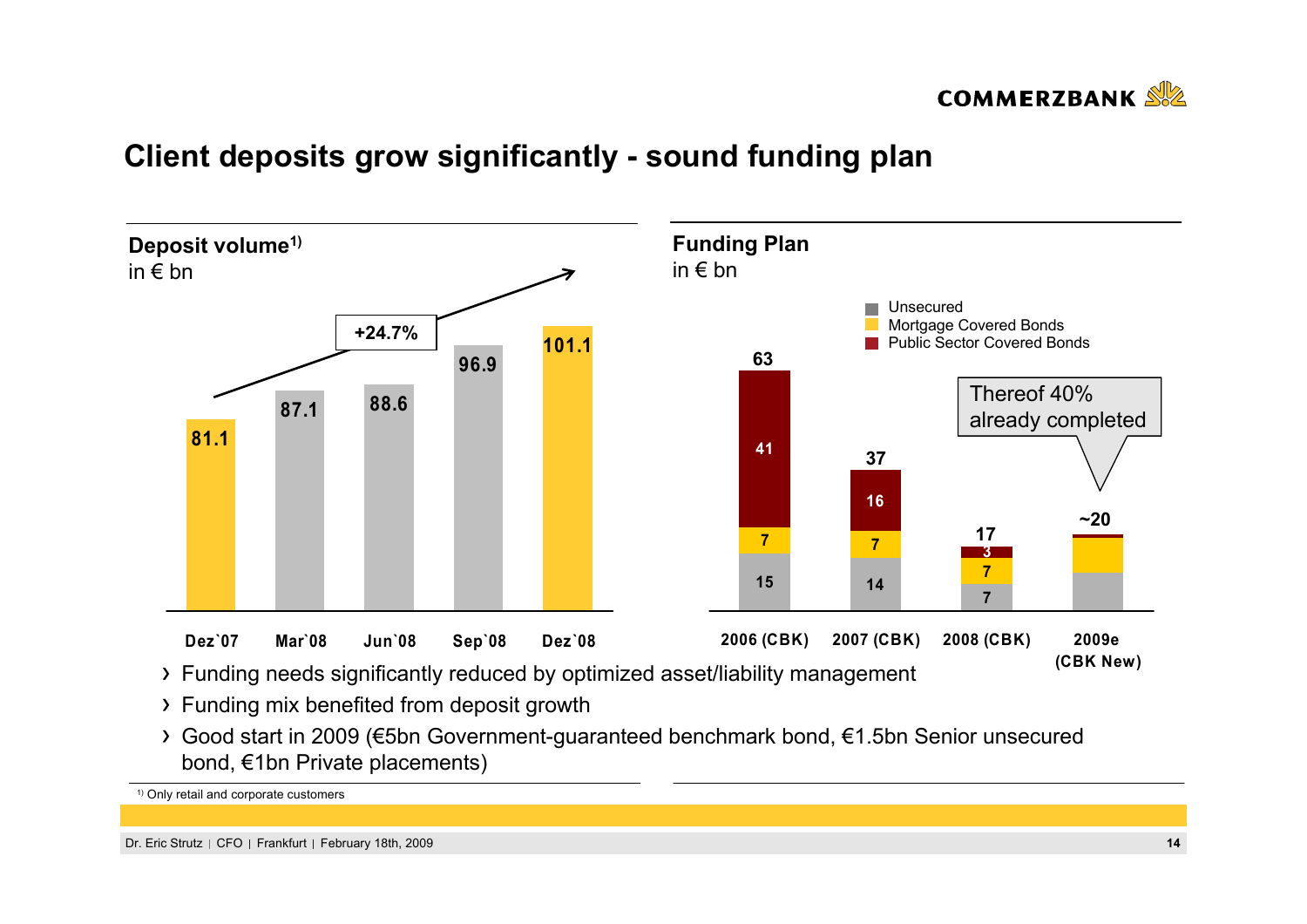# Client deposits grow significantly - sound funding plan

## Deposit volume[1)]
in € bn

| Dez`07 | Mar`08 | Jun`08 | Sep`08 | Dez`08 |
|---|---|---|---|---|
| 81.1 | 87.1 | 88.6 | 96.9 | 101.1 |

+24.7%

## Funding Plan
in € bn

| | 2006 (CBK) | 2007 (CBK) | 2008 (CBK) | 2009e (CBK New) |
|---|---|---|---|---|
| Unsecured | 15 | 14 | 7 | |
| Mortgage Covered Bonds | 7 | 7 | 7 | |
| Public Sector Covered Bonds | 41 | 16 | 3 | |
| Total | 63 | 37 | 17 | ~20 |

Thereof 40% already completed

- Funding needs significantly reduced by optimized asset/liability management
- Funding mix benefited from deposit growth
- Good start in 2009 (€5bn Government-guaranteed benchmark bond, €1.5bn Senior unsecured bond, €1bn Private placements)

[1)] Only retail and corporate customers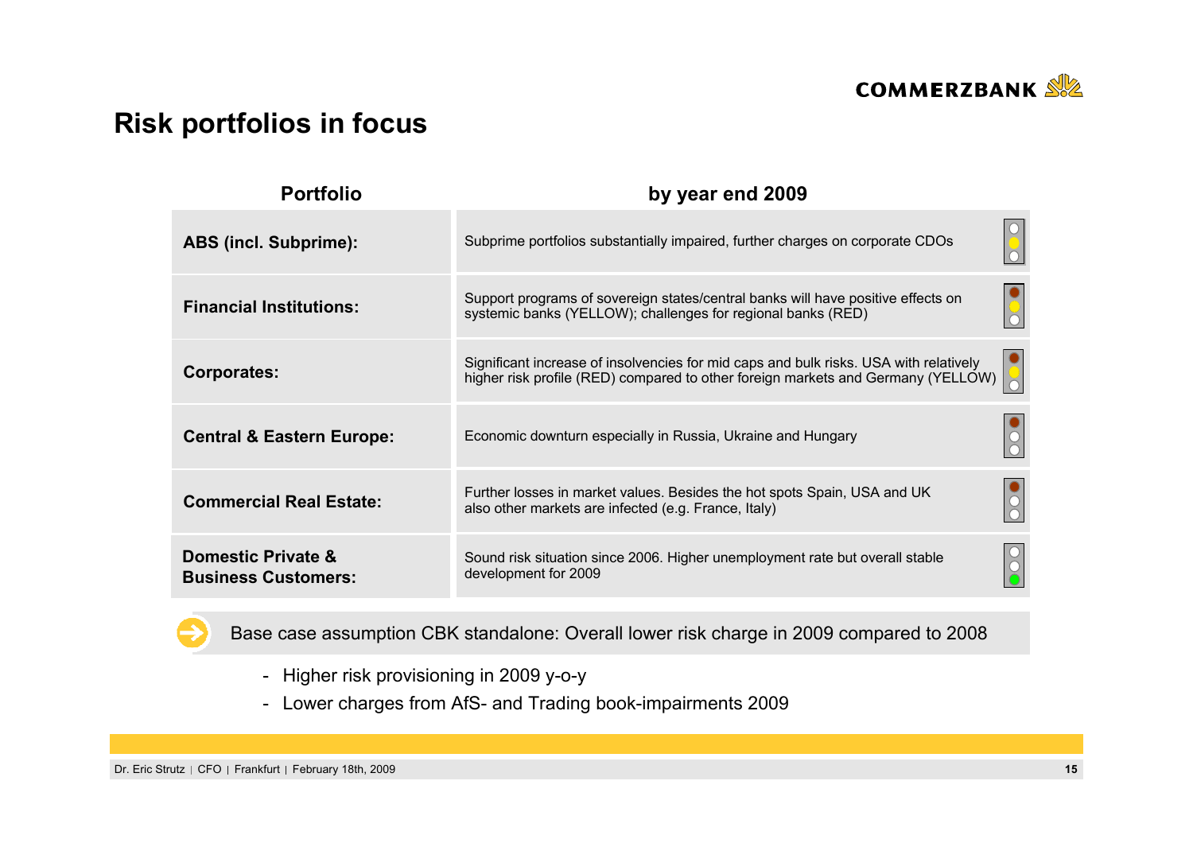# Risk portfolios in focus

| Portfolio | by year end 2009 |
|---|---|
| **ABS (incl. Subprime):** | Subprime portfolios substantially impaired, further charges on corporate CDOs |
| **Financial Institutions:** | Support programs of sovereign states/central banks will have positive effects on systemic banks (YELLOW); challenges for regional banks (RED) |
| **Corporates:** | Significant increase of insolvencies for mid caps and bulk risks. USA with relatively higher risk profile (RED) compared to other foreign markets and Germany (YELLOW) |
| **Central & Eastern Europe:** | Economic downturn especially in Russia, Ukraine and Hungary |
| **Commercial Real Estate:** | Further losses in market values. Besides the hot spots Spain, USA and UK also other markets are infected (e.g. France, Italy) |
| **Domestic Private & Business Customers:** | Sound risk situation since 2006. Higher unemployment rate but overall stable development for 2009 |

Base case assumption CBK standalone: Overall lower risk charge in 2009 compared to 2008

- Higher risk provisioning in 2009 y-o-y
- Lower charges from AfS- and Trading book-impairments 2009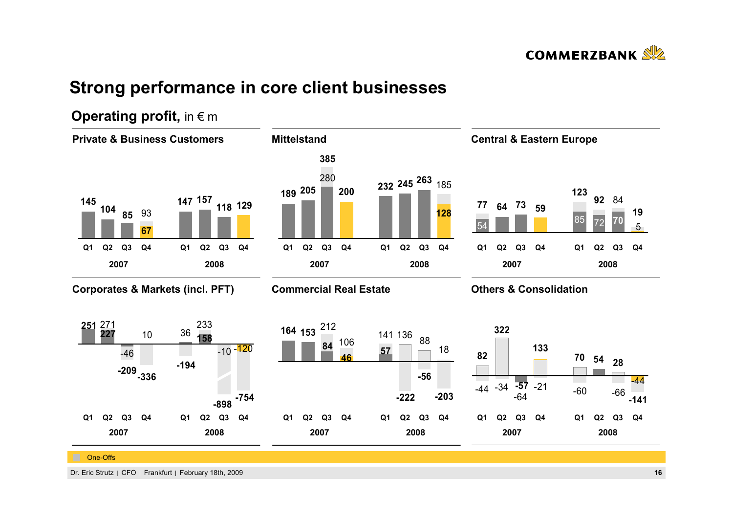# Strong performance in core client businesses

## Operating profit, in € m

### Private & Business Customers

| | Q1 2007 | Q2 2007 | Q3 2007 | Q4 2007 | Q1 2008 | Q2 2008 | Q3 2008 | Q4 2008 |
|---|---|---|---|---|---|---|---|---|
| Operating profit | 145 | 104 | 85 | 67 | 147 | 157 | 118 | 129 |
| Incl. one-offs | | | | 93 | | | | |

### Mittelstand

| | Q1 2007 | Q2 2007 | Q3 2007 | Q4 2007 | Q1 2008 | Q2 2008 | Q3 2008 | Q4 2008 |
|---|---|---|---|---|---|---|---|---|
| Operating profit | 189 | 205 | 385 | 200 | 232 | 245 | 263 | 128 |
| Incl. one-offs | | | 280 | | | | | 185 |

### Central & Eastern Europe

| | Q1 2007 | Q2 2007 | Q3 2007 | Q4 2007 | Q1 2008 | Q2 2008 | Q3 2008 | Q4 2008 |
|---|---|---|---|---|---|---|---|---|
| Operating profit | 77 | 64 | 73 | 59 | 123 | 92 | 70 | 19 |
| Incl. one-offs | 54 | | | | 85 | 72 | 84 | 5 |

### Corporates & Markets (incl. PFT)

| | Q1 2007 | Q2 2007 | Q3 2007 | Q4 2007 | Q1 2008 | Q2 2008 | Q3 2008 | Q4 2008 |
|---|---|---|---|---|---|---|---|---|
| Operating profit | 251 | 227 | -209 | -336 | -194 | 158 | -898 | -754 |
| Incl. one-offs | | 271 | -46 | 10 | 36 | 233 | -10 | -120 |

### Commercial Real Estate

| | Q1 2007 | Q2 2007 | Q3 2007 | Q4 2007 | Q1 2008 | Q2 2008 | Q3 2008 | Q4 2008 |
|---|---|---|---|---|---|---|---|---|
| Operating profit | 164 | 153 | 84 | 46 | 57 | -222 | -56 | -203 |
| Incl. one-offs | | | 212 | 106 | 141 | 136 | 88 | 18 |

### Others & Consolidation

| | Q1 2007 | Q2 2007 | Q3 2007 | Q4 2007 | Q1 2008 | Q2 2008 | Q3 2008 | Q4 2008 |
|---|---|---|---|---|---|---|---|---|
| Operating profit | 82 | 322 | -57 | 133 | 70 | 54 | 28 | -141 |
| Incl. one-offs | -44 | -34 | -64 | -21 | -60 | | -66 | -44 |

One-Offs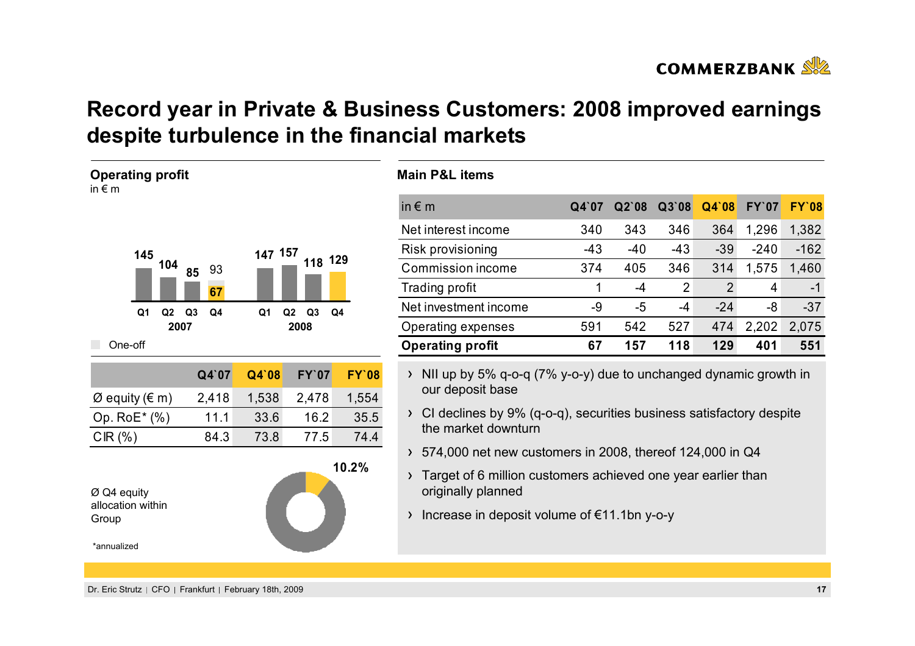# Record year in Private & Business Customers: 2008 improved earnings despite turbulence in the financial markets

## Operating profit

in € m

| | Q1 | Q2 | Q3 | Q4 |
|---|---|---|---|---|
| 2007 | 145 | 104 | 85 | 93 (67) |
| 2008 | 147 | 157 | 118 | 129 |

One-off

| | Q4`07 | Q4`08 | FY`07 | FY`08 |
|---|---|---|---|---|
| Ø equity (€ m) | 2,418 | 1,538 | 2,478 | 1,554 |
| Op. RoE* (%) | 11.1 | 33.6 | 16.2 | 35.5 |
| CIR (%) | 84.3 | 73.8 | 77.5 | 74.4 |

Ø Q4 equity allocation within Group: 10.2%

*annualized

## Main P&L items

| in € m | Q4`07 | Q2`08 | Q3`08 | Q4`08 | FY`07 | FY`08 |
|---|---|---|---|---|---|---|
| Net interest income | 340 | 343 | 346 | 364 | 1,296 | 1,382 |
| Risk provisioning | -43 | -40 | -43 | -39 | -240 | -162 |
| Commission income | 374 | 405 | 346 | 314 | 1,575 | 1,460 |
| Trading profit | 1 | -4 | 2 | 2 | 4 | -1 |
| Net investment income | -9 | -5 | -4 | -24 | -8 | -37 |
| Operating expenses | 591 | 542 | 527 | 474 | 2,202 | 2,075 |
| **Operating profit** | **67** | **157** | **118** | **129** | **401** | **551** |

- NII up by 5% q-o-q (7% y-o-y) due to unchanged dynamic growth in our deposit base
- CI declines by 9% (q-o-q), securities business satisfactory despite the market downturn
- 574,000 net new customers in 2008, thereof 124,000 in Q4
- Target of 6 million customers achieved one year earlier than originally planned
- Increase in deposit volume of €11.1bn y-o-y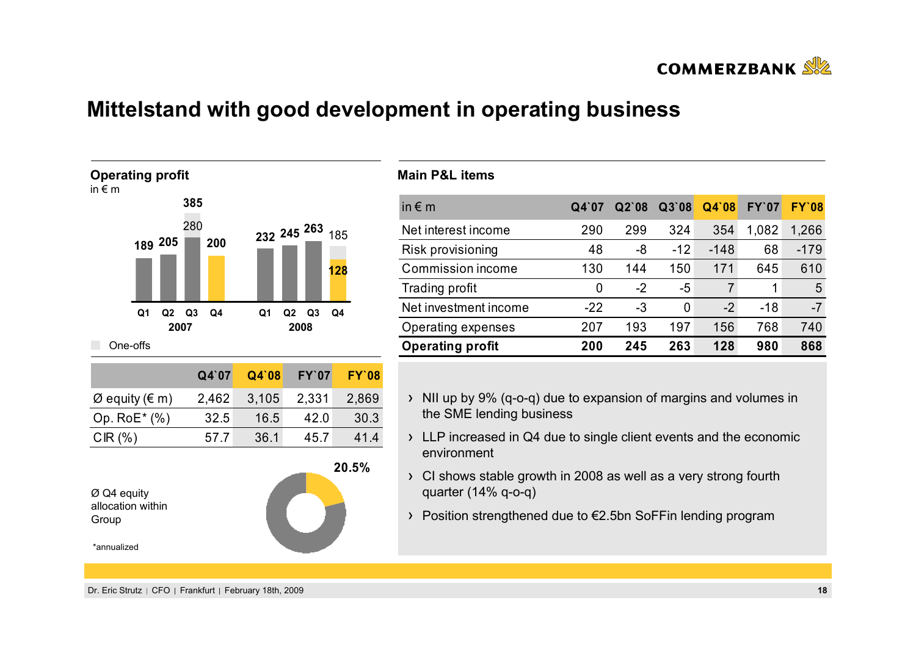# Mittelstand with good development in operating business

## Operating profit

in € m

| | 2007 Q1 | 2007 Q2 | 2007 Q3 | 2007 Q4 | 2008 Q1 | 2008 Q2 | 2008 Q3 | 2008 Q4 |
|---|---|---|---|---|---|---|---|---|
| Operating profit | 189 | 205 | 385 | 200 | 232 | 245 | 263 | 185 |
| excl. one-offs | | | 280 | | | | | 128 |

One-offs

| | Q4`07 | Q4`08 | FY`07 | FY`08 |
|---|---|---|---|---|
| Ø equity (€ m) | 2,462 | 3,105 | 2,331 | 2,869 |
| Op. RoE* (%) | 32.5 | 16.5 | 42.0 | 30.3 |
| CIR (%) | 57.7 | 36.1 | 45.7 | 41.4 |

Ø Q4 equity allocation within Group: 20.5%

*annualized

## Main P&L items

| in € m | Q4`07 | Q2`08 | Q3`08 | Q4`08 | FY`07 | FY`08 |
|---|---|---|---|---|---|---|
| Net interest income | 290 | 299 | 324 | 354 | 1,082 | 1,266 |
| Risk provisioning | 48 | -8 | -12 | -148 | 68 | -179 |
| Commission income | 130 | 144 | 150 | 171 | 645 | 610 |
| Trading profit | 0 | -2 | -5 | 7 | 1 | 5 |
| Net investment income | -22 | -3 | 0 | -2 | -18 | -7 |
| Operating expenses | 207 | 193 | 197 | 156 | 768 | 740 |
| **Operating profit** | **200** | **245** | **263** | **128** | **980** | **868** |

- NII up by 9% (q-o-q) due to expansion of margins and volumes in the SME lending business
- LLP increased in Q4 due to single client events and the economic environment
- CI shows stable growth in 2008 as well as a very strong fourth quarter (14% q-o-q)
- Position strengthened due to €2.5bn SoFFin lending program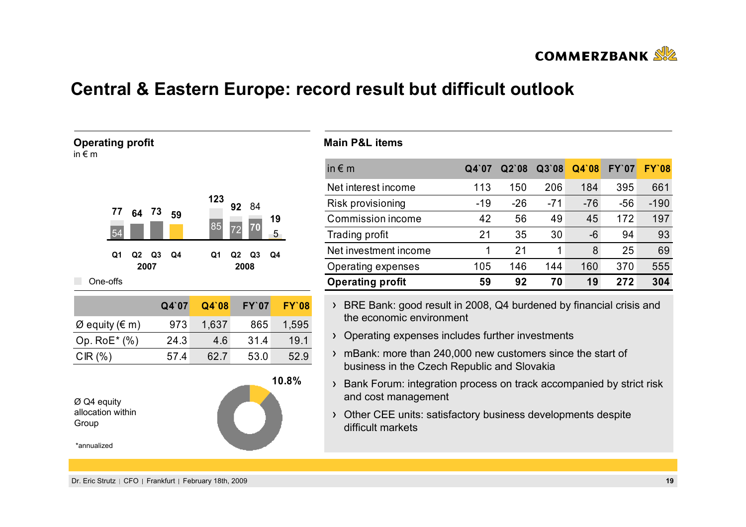# Central & Eastern Europe: record result but difficult outlook

## Operating profit

in € m

| | Q1 2007 | Q2 2007 | Q3 2007 | Q4 2007 | Q1 2008 | Q2 2008 | Q3 2008 | Q4 2008 |
|---|---|---|---|---|---|---|---|---|
| Total | 77 | 64 | 73 | 59 | 123 | 92 | 84 | 19 |
| Excl. one-offs | 54 | | | | 85 | 72 | 70 | 5 |

One-offs

| | Q4`07 | Q4`08 | FY`07 | FY`08 |
|---|---|---|---|---|
| Ø equity (€ m) | 973 | 1,637 | 865 | 1,595 |
| Op. RoE* (%) | 24.3 | 4.6 | 31.4 | 19.1 |
| CIR (%) | 57.4 | 62.7 | 53.0 | 52.9 |

Ø Q4 equity allocation within Group: 10.8%

*annualized

## Main P&L items

| in € m | Q4`07 | Q2`08 | Q3`08 | Q4`08 | FY`07 | FY`08 |
|---|---|---|---|---|---|---|
| Net interest income | 113 | 150 | 206 | 184 | 395 | 661 |
| Risk provisioning | -19 | -26 | -71 | -76 | -56 | -190 |
| Commission income | 42 | 56 | 49 | 45 | 172 | 197 |
| Trading profit | 21 | 35 | 30 | -6 | 94 | 93 |
| Net investment income | 1 | 21 | 1 | 8 | 25 | 69 |
| Operating expenses | 105 | 146 | 144 | 160 | 370 | 555 |
| **Operating profit** | **59** | **92** | **70** | **19** | **272** | **304** |

- BRE Bank: good result in 2008, Q4 burdened by financial crisis and the economic environment
- Operating expenses includes further investments
- mBank: more than 240,000 new customers since the start of business in the Czech Republic and Slovakia
- Bank Forum: integration process on track accompanied by strict risk and cost management
- Other CEE units: satisfactory business developments despite difficult markets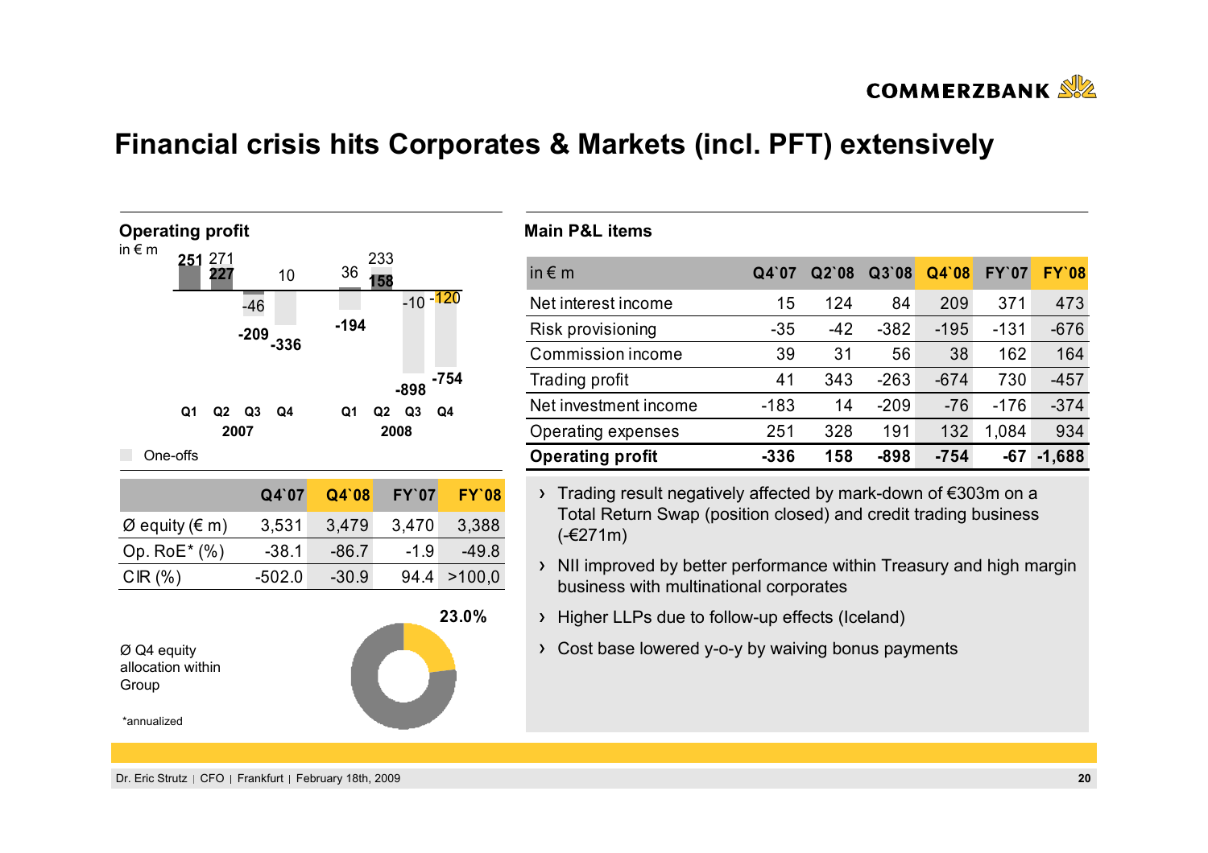# Financial crisis hits Corporates & Markets (incl. PFT) extensively

**Operating profit**
in € m

| | Q1 2007 | Q2 2007 | Q3 2007 | Q4 2007 | Q1 2008 | Q2 2008 | Q3 2008 | Q4 2008 |
|---|---|---|---|---|---|---|---|---|
| Operating profit | 251 | 227 | -209 | -336 | -194 | 158 | -898 | -754 |
| One-offs | | 271 | -46 | 10 | 36 | 233 | -10 | -120 |

| | Q4`07 | Q4`08 | FY`07 | FY`08 |
|---|---|---|---|---|
| Ø equity (€ m) | 3,531 | 3,479 | 3,470 | 3,388 |
| Op. RoE* (%) | -38.1 | -86.7 | -1.9 | -49.8 |
| CIR (%) | -502.0 | -30.9 | 94.4 | >100,0 |

Ø Q4 equity allocation within Group: 23.0%

*annualized

**Main P&L items**

| in € m | Q4`07 | Q2`08 | Q3`08 | Q4`08 | FY`07 | FY`08 |
|---|---|---|---|---|---|---|
| Net interest income | 15 | 124 | 84 | 209 | 371 | 473 |
| Risk provisioning | -35 | -42 | -382 | -195 | -131 | -676 |
| Commission income | 39 | 31 | 56 | 38 | 162 | 164 |
| Trading profit | 41 | 343 | -263 | -674 | 730 | -457 |
| Net investment income | -183 | 14 | -209 | -76 | -176 | -374 |
| Operating expenses | 251 | 328 | 191 | 132 | 1,084 | 934 |
| **Operating profit** | **-336** | **158** | **-898** | **-754** | **-67** | **-1,688** |

- Trading result negatively affected by mark-down of €303m on a Total Return Swap (position closed) and credit trading business (-€271m)
- NII improved by better performance within Treasury and high margin business with multinational corporates
- Higher LLPs due to follow-up effects (Iceland)
- Cost base lowered y-o-y by waiving bonus payments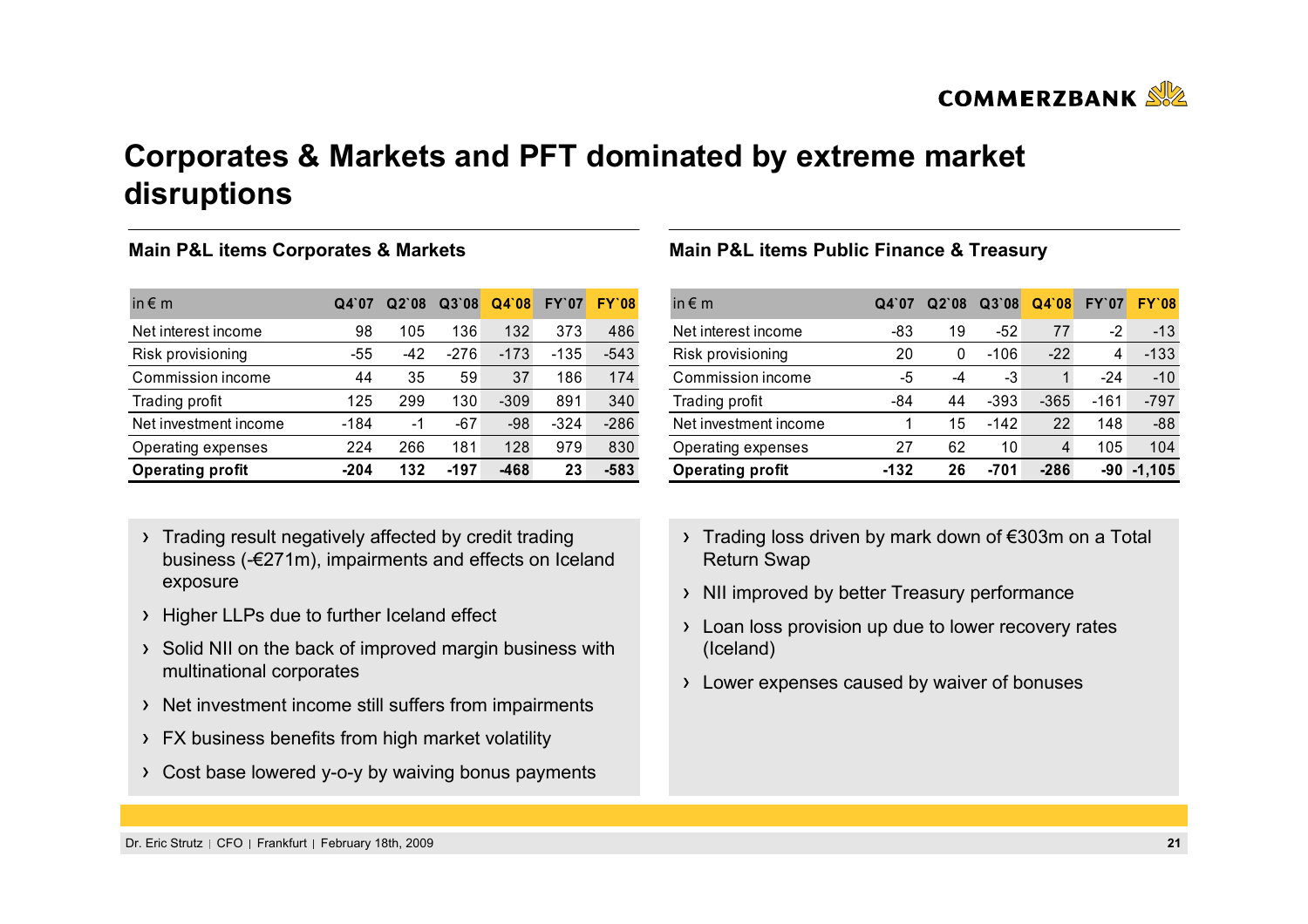# Corporates & Markets and PFT dominated by extreme market disruptions

## Main P&L items Corporates & Markets

| in € m | Q4`07 | Q2`08 | Q3`08 | Q4`08 | FY`07 | FY`08 |
|---|---|---|---|---|---|---|
| Net interest income | 98 | 105 | 136 | 132 | 373 | 486 |
| Risk provisioning | -55 | -42 | -276 | -173 | -135 | -543 |
| Commission income | 44 | 35 | 59 | 37 | 186 | 174 |
| Trading profit | 125 | 299 | 130 | -309 | 891 | 340 |
| Net investment income | -184 | -1 | -67 | -98 | -324 | -286 |
| Operating expenses | 224 | 266 | 181 | 128 | 979 | 830 |
| **Operating profit** | **-204** | **132** | **-197** | **-468** | **23** | **-583** |

- Trading result negatively affected by credit trading business (-€271m), impairments and effects on Iceland exposure
- Higher LLPs due to further Iceland effect
- Solid NII on the back of improved margin business with multinational corporates
- Net investment income still suffers from impairments
- FX business benefits from high market volatility
- Cost base lowered y-o-y by waiving bonus payments

## Main P&L items Public Finance & Treasury

| in € m | Q4`07 | Q2`08 | Q3`08 | Q4`08 | FY`07 | FY`08 |
|---|---|---|---|---|---|---|
| Net interest income | -83 | 19 | -52 | 77 | -2 | -13 |
| Risk provisioning | 20 | 0 | -106 | -22 | 4 | -133 |
| Commission income | -5 | -4 | -3 | 1 | -24 | -10 |
| Trading profit | -84 | 44 | -393 | -365 | -161 | -797 |
| Net investment income | 1 | 15 | -142 | 22 | 148 | -88 |
| Operating expenses | 27 | 62 | 10 | 4 | 105 | 104 |
| **Operating profit** | **-132** | **26** | **-701** | **-286** | **-90** | **-1,105** |

- Trading loss driven by mark down of €303m on a Total Return Swap
- NII improved by better Treasury performance
- Loan loss provision up due to lower recovery rates (Iceland)
- Lower expenses caused by waiver of bonuses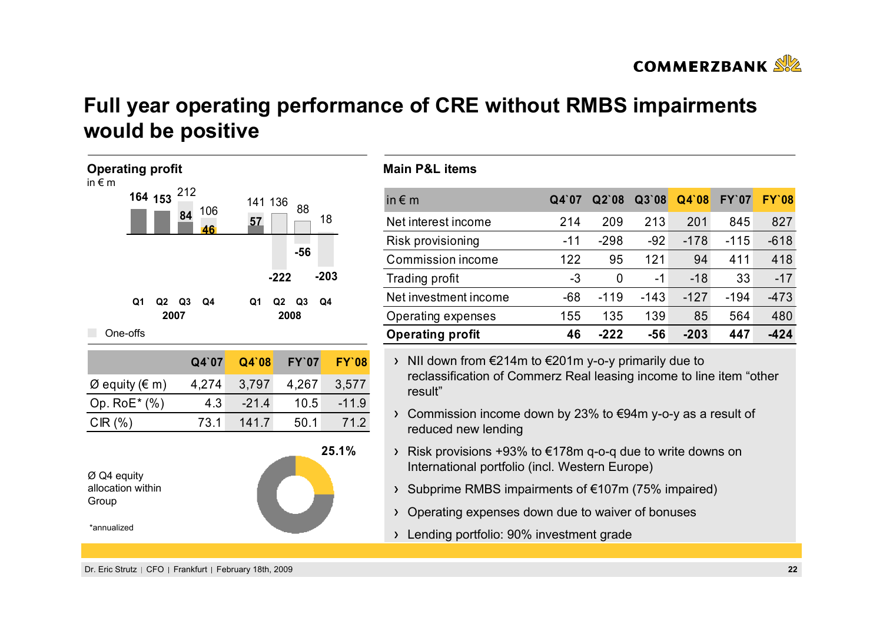# Full year operating performance of CRE without RMBS impairments would be positive

## Operating profit

in € m

| | Q1 2007 | Q2 2007 | Q3 2007 | Q4 2007 | Q1 2008 | Q2 2008 | Q3 2008 | Q4 2008 |
|---|---|---|---|---|---|---|---|---|
| Operating profit | 164 | 153 | 212 | 106 | 141 | 136 | 88 | 18 |
| Operating profit excl. one-offs | | | 84 | 46 | 57 | -222 | -56 | -203 |

One-offs

| | Q4`07 | Q4`08 | FY`07 | FY`08 |
|---|---|---|---|---|
| Ø equity (€ m) | 4,274 | 3,797 | 4,267 | 3,577 |
| Op. RoE* (%) | 4.3 | -21.4 | 10.5 | -11.9 |
| CIR (%) | 73.1 | 141.7 | 50.1 | 71.2 |

Ø Q4 equity allocation within Group: 25.1%

*annualized

## Main P&L items

| in € m | Q4`07 | Q2`08 | Q3`08 | Q4`08 | FY`07 | FY`08 |
|---|---|---|---|---|---|---|
| Net interest income | 214 | 209 | 213 | 201 | 845 | 827 |
| Risk provisioning | -11 | -298 | -92 | -178 | -115 | -618 |
| Commission income | 122 | 95 | 121 | 94 | 411 | 418 |
| Trading profit | -3 | 0 | -1 | -18 | 33 | -17 |
| Net investment income | -68 | -119 | -143 | -127 | -194 | -473 |
| Operating expenses | 155 | 135 | 139 | 85 | 564 | 480 |
| **Operating profit** | **46** | **-222** | **-56** | **-203** | **447** | **-424** |

- NII down from €214m to €201m y-o-y primarily due to reclassification of Commerz Real leasing income to line item "other result"
- Commission income down by 23% to €94m y-o-y as a result of reduced new lending
- Risk provisions +93% to €178m q-o-q due to write downs on International portfolio (incl. Western Europe)
- Subprime RMBS impairments of €107m (75% impaired)
- Operating expenses down due to waiver of bonuses
- Lending portfolio: 90% investment grade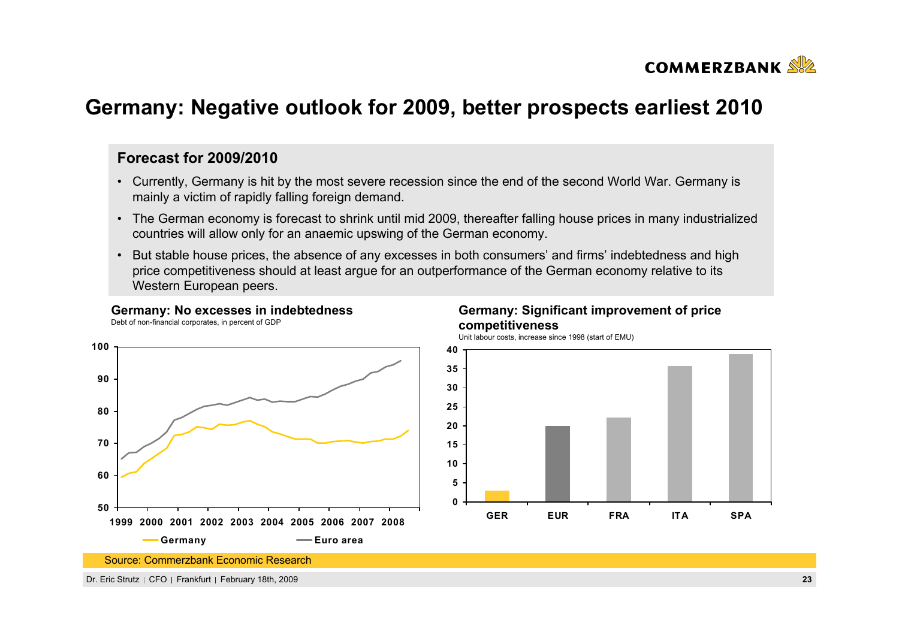# Germany: Negative outlook for 2009, better prospects earliest 2010

## Forecast for 2009/2010

- Currently, Germany is hit by the most severe recession since the end of the second World War. Germany is mainly a victim of rapidly falling foreign demand.
- The German economy is forecast to shrink until mid 2009, thereafter falling house prices in many industrialized countries will allow only for an anaemic upswing of the German economy.
- But stable house prices, the absence of any excesses in both consumers' and firms' indebtedness and high price competitiveness should at least argue for an outperformance of the German economy relative to its Western European peers.

**Germany: No excesses in indebtedness**

Debt of non-financial corporates, in percent of GDP

**Germany: Significant improvement of price competitiveness**

Unit labour costs, increase since 1998 (start of EMU)

Source: Commerzbank Economic Research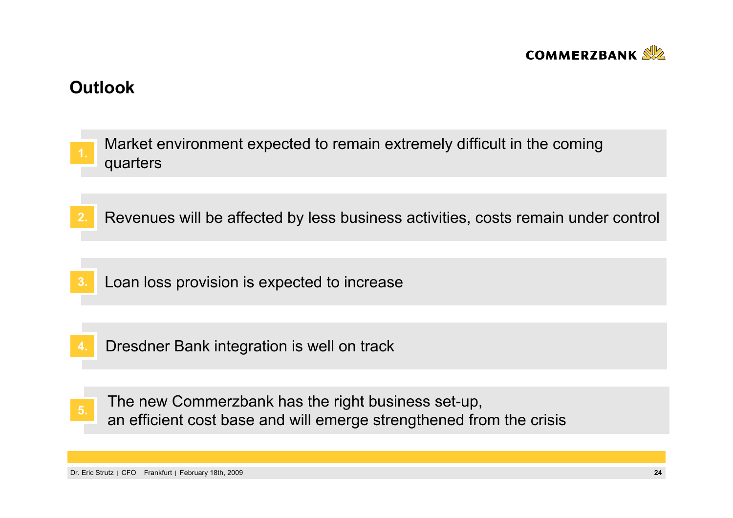## Outlook

1. Market environment expected to remain extremely difficult in the coming quarters
2. Revenues will be affected by less business activities, costs remain under control
3. Loan loss provision is expected to increase
4. Dresdner Bank integration is well on track
5. The new Commerzbank has the right business set-up, an efficient cost base and will emerge strengthened from the crisis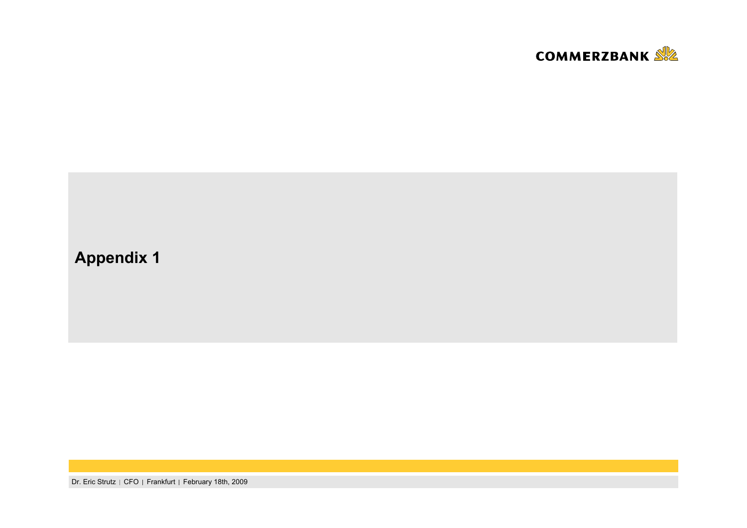# Appendix 1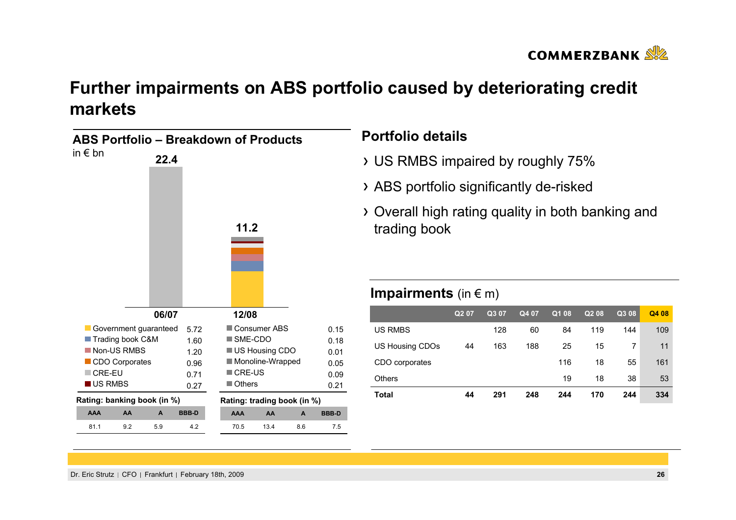# Further impairments on ABS portfolio caused by deteriorating credit markets

## ABS Portfolio – Breakdown of Products

in € bn

| | 06/07 | 12/08 |
|---|---|---|
| Total | 22.4 | 11.2 |

| Product | € bn | Product | € bn |
|---|---|---|---|
| Government guaranteed | 5.72 | Consumer ABS | 0.15 |
| Trading book C&M | 1.60 | SME-CDO | 0.18 |
| Non-US RMBS | 1.20 | US Housing CDO | 0.01 |
| CDO Corporates | 0.96 | Monoline-Wrapped | 0.05 |
| CRE-EU | 0.71 | CRE-US | 0.09 |
| US RMBS | 0.27 | Others | 0.21 |

**Rating: banking book (in %)**

| AAA | AA | A | BBB-D |
|---|---|---|---|
| 81.1 | 9.2 | 5.9 | 4.2 |

**Rating: trading book (in %)**

| AAA | AA | A | BBB-D |
|---|---|---|---|
| 70.5 | 13.4 | 8.6 | 7.5 |

## Portfolio details

- US RMBS impaired by roughly 75%
- ABS portfolio significantly de-risked
- Overall high rating quality in both banking and trading book

## Impairments (in € m)

| | Q2 07 | Q3 07 | Q4 07 | Q1 08 | Q2 08 | Q3 08 | Q4 08 |
|---|---|---|---|---|---|---|---|
| US RMBS | | 128 | 60 | 84 | 119 | 144 | 109 |
| US Housing CDOs | 44 | 163 | 188 | 25 | 15 | 7 | 11 |
| CDO corporates | | | | 116 | 18 | 55 | 161 |
| Others | | | | 19 | 18 | 38 | 53 |
| **Total** | **44** | **291** | **248** | **244** | **170** | **244** | **334** |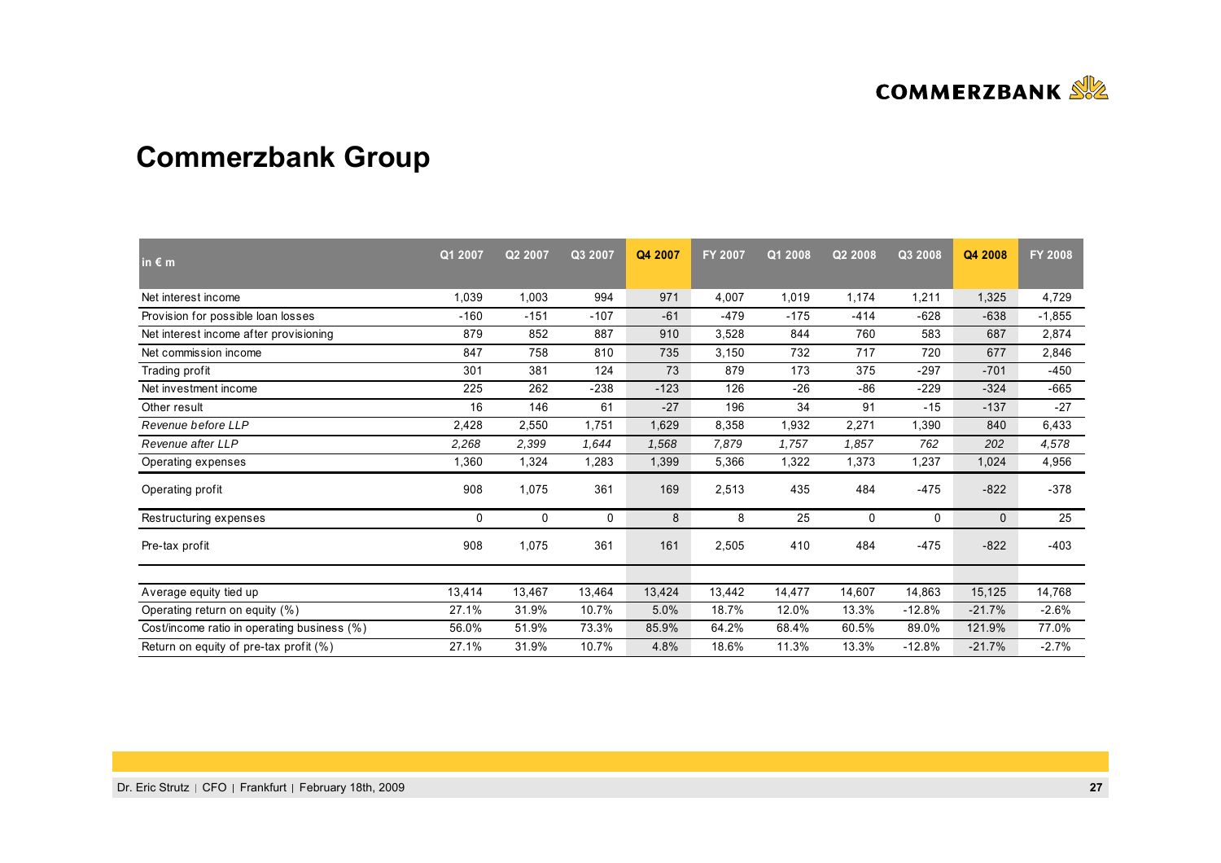# Commerzbank Group

| in € m | Q1 2007 | Q2 2007 | Q3 2007 | Q4 2007 | FY 2007 | Q1 2008 | Q2 2008 | Q3 2008 | Q4 2008 | FY 2008 |
|---|---|---|---|---|---|---|---|---|---|---|
| Net interest income | 1,039 | 1,003 | 994 | 971 | 4,007 | 1,019 | 1,174 | 1,211 | 1,325 | 4,729 |
| Provision for possible loan losses | -160 | -151 | -107 | -61 | -479 | -175 | -414 | -628 | -638 | -1,855 |
| Net interest income after provisioning | 879 | 852 | 887 | 910 | 3,528 | 844 | 760 | 583 | 687 | 2,874 |
| Net commission income | 847 | 758 | 810 | 735 | 3,150 | 732 | 717 | 720 | 677 | 2,846 |
| Trading profit | 301 | 381 | 124 | 73 | 879 | 173 | 375 | -297 | -701 | -450 |
| Net investment income | 225 | 262 | -238 | -123 | 126 | -26 | -86 | -229 | -324 | -665 |
| Other result | 16 | 146 | 61 | -27 | 196 | 34 | 91 | -15 | -137 | -27 |
| *Revenue before LLP* | 2,428 | 2,550 | 1,751 | 1,629 | 8,358 | 1,932 | 2,271 | 1,390 | 840 | 6,433 |
| *Revenue after LLP* | *2,268* | *2,399* | *1,644* | *1,568* | *7,879* | *1,757* | *1,857* | *762* | *202* | *4,578* |
| Operating expenses | 1,360 | 1,324 | 1,283 | 1,399 | 5,366 | 1,322 | 1,373 | 1,237 | 1,024 | 4,956 |
| Operating profit | 908 | 1,075 | 361 | 169 | 2,513 | 435 | 484 | -475 | -822 | -378 |
| Restructuring expenses | 0 | 0 | 0 | 8 | 8 | 25 | 0 | 0 | 0 | 25 |
| Pre-tax profit | 908 | 1,075 | 361 | 161 | 2,505 | 410 | 484 | -475 | -822 | -403 |
| | | | | | | | | | | |
| Average equity tied up | 13,414 | 13,467 | 13,464 | 13,424 | 13,442 | 14,477 | 14,607 | 14,863 | 15,125 | 14,768 |
| Operating return on equity (%) | 27.1% | 31.9% | 10.7% | 5.0% | 18.7% | 12.0% | 13.3% | -12.8% | -21.7% | -2.6% |
| Cost/income ratio in operating business (%) | 56.0% | 51.9% | 73.3% | 85.9% | 64.2% | 68.4% | 60.5% | 89.0% | 121.9% | 77.0% |
| Return on equity of pre-tax profit (%) | 27.1% | 31.9% | 10.7% | 4.8% | 18.6% | 11.3% | 13.3% | -12.8% | -21.7% | -2.7% |

Dr. Eric Strutz | CFO | Frankfurt | February 18th, 2009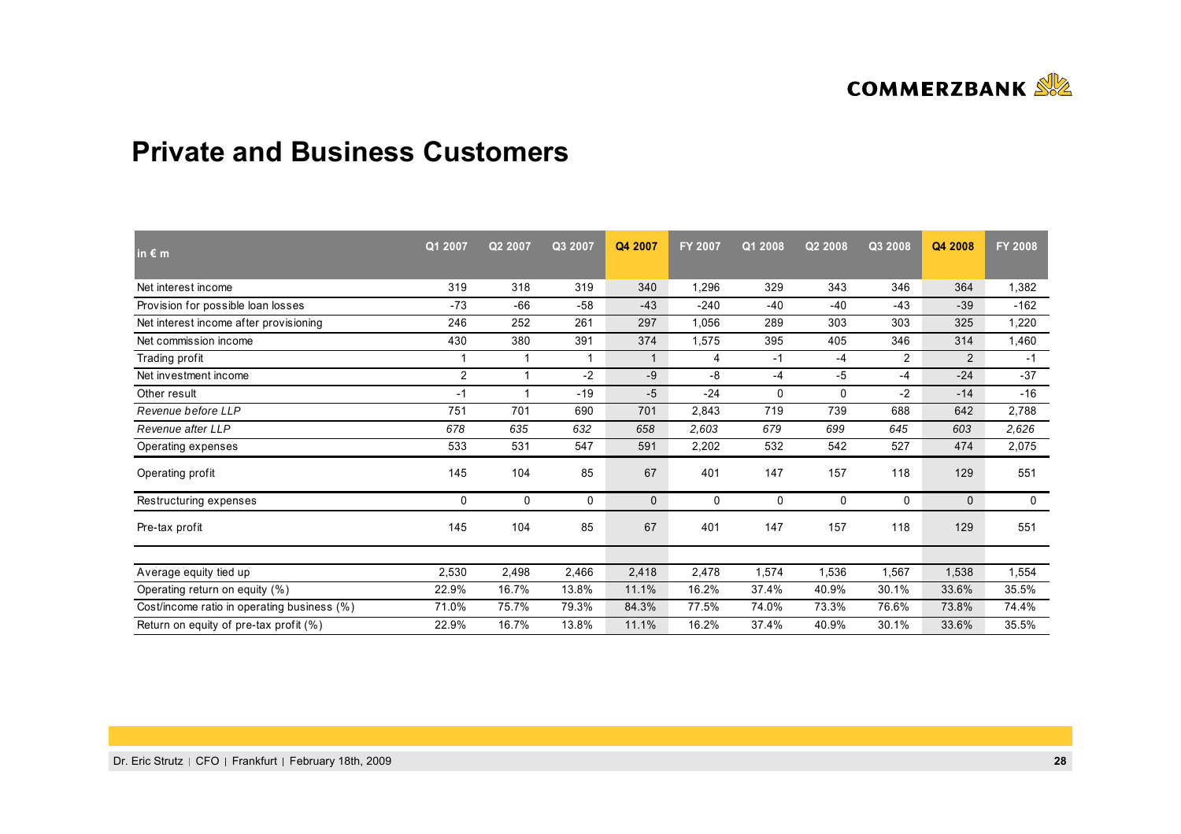## Private and Business Customers

| in € m | Q1 2007 | Q2 2007 | Q3 2007 | Q4 2007 | FY 2007 | Q1 2008 | Q2 2008 | Q3 2008 | Q4 2008 | FY 2008 |
|---|---|---|---|---|---|---|---|---|---|---|
| Net interest income | 319 | 318 | 319 | 340 | 1,296 | 329 | 343 | 346 | 364 | 1,382 |
| Provision for possible loan losses | -73 | -66 | -58 | -43 | -240 | -40 | -40 | -43 | -39 | -162 |
| Net interest income after provisioning | 246 | 252 | 261 | 297 | 1,056 | 289 | 303 | 303 | 325 | 1,220 |
| Net commission income | 430 | 380 | 391 | 374 | 1,575 | 395 | 405 | 346 | 314 | 1,460 |
| Trading profit | 1 | 1 | 1 | 1 | 4 | -1 | -4 | 2 | 2 | -1 |
| Net investment income | 2 | 1 | -2 | -9 | -8 | -4 | -5 | -4 | -24 | -37 |
| Other result | -1 | 1 | -19 | -5 | -24 | 0 | 0 | -2 | -14 | -16 |
| *Revenue before LLP* | 751 | 701 | 690 | 701 | 2,843 | 719 | 739 | 688 | 642 | 2,788 |
| *Revenue after LLP* | *678* | *635* | *632* | *658* | *2,603* | *679* | *699* | *645* | *603* | *2,626* |
| Operating expenses | 533 | 531 | 547 | 591 | 2,202 | 532 | 542 | 527 | 474 | 2,075 |
| Operating profit | 145 | 104 | 85 | 67 | 401 | 147 | 157 | 118 | 129 | 551 |
| Restructuring expenses | 0 | 0 | 0 | 0 | 0 | 0 | 0 | 0 | 0 | 0 |
| Pre-tax profit | 145 | 104 | 85 | 67 | 401 | 147 | 157 | 118 | 129 | 551 |
| | | | | | | | | | | |
| Average equity tied up | 2,530 | 2,498 | 2,466 | 2,418 | 2,478 | 1,574 | 1,536 | 1,567 | 1,538 | 1,554 |
| Operating return on equity (%) | 22.9% | 16.7% | 13.8% | 11.1% | 16.2% | 37.4% | 40.9% | 30.1% | 33.6% | 35.5% |
| Cost/income ratio in operating business (%) | 71.0% | 75.7% | 79.3% | 84.3% | 77.5% | 74.0% | 73.3% | 76.6% | 73.8% | 74.4% |
| Return on equity of pre-tax profit (%) | 22.9% | 16.7% | 13.8% | 11.1% | 16.2% | 37.4% | 40.9% | 30.1% | 33.6% | 35.5% |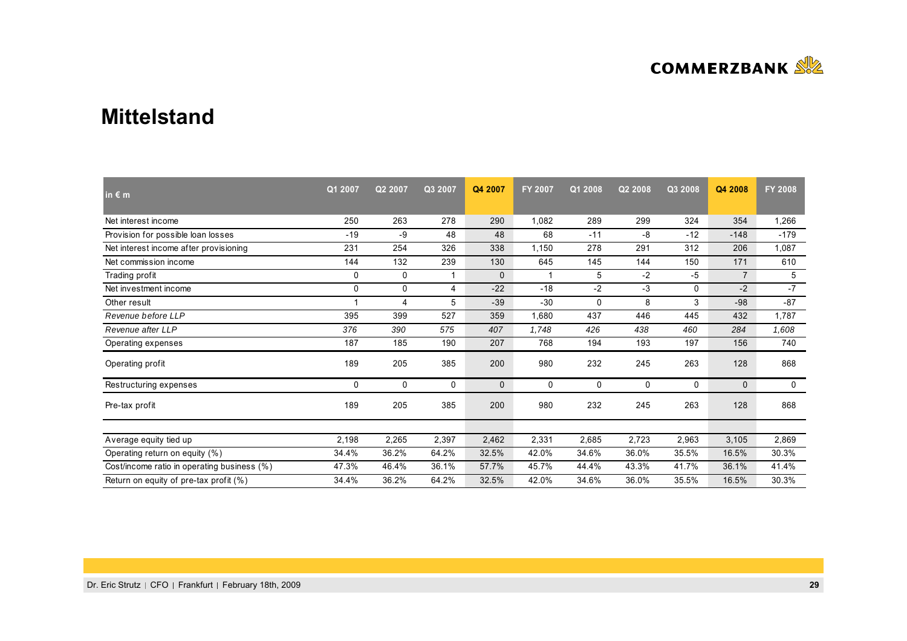# Mittelstand

| in € m | Q1 2007 | Q2 2007 | Q3 2007 | Q4 2007 | FY 2007 | Q1 2008 | Q2 2008 | Q3 2008 | Q4 2008 | FY 2008 |
|---|---|---|---|---|---|---|---|---|---|---|
| Net interest income | 250 | 263 | 278 | 290 | 1,082 | 289 | 299 | 324 | 354 | 1,266 |
| Provision for possible loan losses | -19 | -9 | 48 | 48 | 68 | -11 | -8 | -12 | -148 | -179 |
| Net interest income after provisioning | 231 | 254 | 326 | 338 | 1,150 | 278 | 291 | 312 | 206 | 1,087 |
| Net commission income | 144 | 132 | 239 | 130 | 645 | 145 | 144 | 150 | 171 | 610 |
| Trading profit | 0 | 0 | 1 | 0 | 1 | 5 | -2 | -5 | 7 | 5 |
| Net investment income | 0 | 0 | 4 | -22 | -18 | -2 | -3 | 0 | -2 | -7 |
| Other result | 1 | 4 | 5 | -39 | -30 | 0 | 8 | 3 | -98 | -87 |
| *Revenue before LLP* | 395 | 399 | 527 | 359 | 1,680 | 437 | 446 | 445 | 432 | 1,787 |
| *Revenue after LLP* | *376* | *390* | *575* | *407* | *1,748* | *426* | *438* | *460* | *284* | *1,608* |
| Operating expenses | 187 | 185 | 190 | 207 | 768 | 194 | 193 | 197 | 156 | 740 |
| Operating profit | 189 | 205 | 385 | 200 | 980 | 232 | 245 | 263 | 128 | 868 |
| Restructuring expenses | 0 | 0 | 0 | 0 | 0 | 0 | 0 | 0 | 0 | 0 |
| Pre-tax profit | 189 | 205 | 385 | 200 | 980 | 232 | 245 | 263 | 128 | 868 |
| | | | | | | | | | | |
| Average equity tied up | 2,198 | 2,265 | 2,397 | 2,462 | 2,331 | 2,685 | 2,723 | 2,963 | 3,105 | 2,869 |
| Operating return on equity (%) | 34.4% | 36.2% | 64.2% | 32.5% | 42.0% | 34.6% | 36.0% | 35.5% | 16.5% | 30.3% |
| Cost/income ratio in operating business (%) | 47.3% | 46.4% | 36.1% | 57.7% | 45.7% | 44.4% | 43.3% | 41.7% | 36.1% | 41.4% |
| Return on equity of pre-tax profit (%) | 34.4% | 36.2% | 64.2% | 32.5% | 42.0% | 34.6% | 36.0% | 35.5% | 16.5% | 30.3% |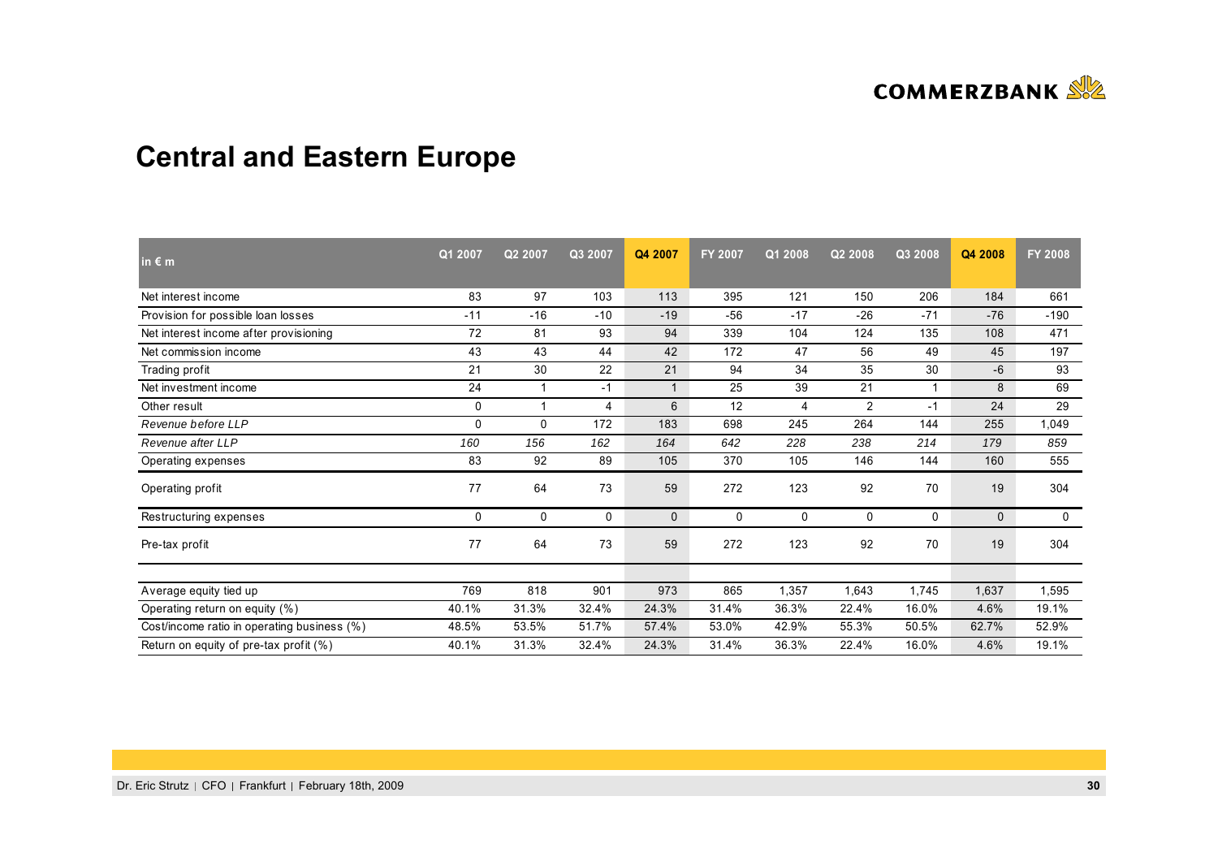# Central and Eastern Europe

| in € m | Q1 2007 | Q2 2007 | Q3 2007 | Q4 2007 | FY 2007 | Q1 2008 | Q2 2008 | Q3 2008 | Q4 2008 | FY 2008 |
|---|---|---|---|---|---|---|---|---|---|---|
| Net interest income | 83 | 97 | 103 | 113 | 395 | 121 | 150 | 206 | 184 | 661 |
| Provision for possible loan losses | -11 | -16 | -10 | -19 | -56 | -17 | -26 | -71 | -76 | -190 |
| Net interest income after provisioning | 72 | 81 | 93 | 94 | 339 | 104 | 124 | 135 | 108 | 471 |
| Net commission income | 43 | 43 | 44 | 42 | 172 | 47 | 56 | 49 | 45 | 197 |
| Trading profit | 21 | 30 | 22 | 21 | 94 | 34 | 35 | 30 | -6 | 93 |
| Net investment income | 24 | 1 | -1 | 1 | 25 | 39 | 21 | 1 | 8 | 69 |
| Other result | 0 | 1 | 4 | 6 | 12 | 4 | 2 | -1 | 24 | 29 |
| *Revenue before LLP* | 0 | 0 | 172 | 183 | 698 | 245 | 264 | 144 | 255 | 1,049 |
| *Revenue after LLP* | *160* | *156* | *162* | *164* | *642* | *228* | *238* | *214* | *179* | *859* |
| Operating expenses | 83 | 92 | 89 | 105 | 370 | 105 | 146 | 144 | 160 | 555 |
| Operating profit | 77 | 64 | 73 | 59 | 272 | 123 | 92 | 70 | 19 | 304 |
| Restructuring expenses | 0 | 0 | 0 | 0 | 0 | 0 | 0 | 0 | 0 | 0 |
| Pre-tax profit | 77 | 64 | 73 | 59 | 272 | 123 | 92 | 70 | 19 | 304 |
| | | | | | | | | | | |
| Average equity tied up | 769 | 818 | 901 | 973 | 865 | 1,357 | 1,643 | 1,745 | 1,637 | 1,595 |
| Operating return on equity (%) | 40.1% | 31.3% | 32.4% | 24.3% | 31.4% | 36.3% | 22.4% | 16.0% | 4.6% | 19.1% |
| Cost/income ratio in operating business (%) | 48.5% | 53.5% | 51.7% | 57.4% | 53.0% | 42.9% | 55.3% | 50.5% | 62.7% | 52.9% |
| Return on equity of pre-tax profit (%) | 40.1% | 31.3% | 32.4% | 24.3% | 31.4% | 36.3% | 22.4% | 16.0% | 4.6% | 19.1% |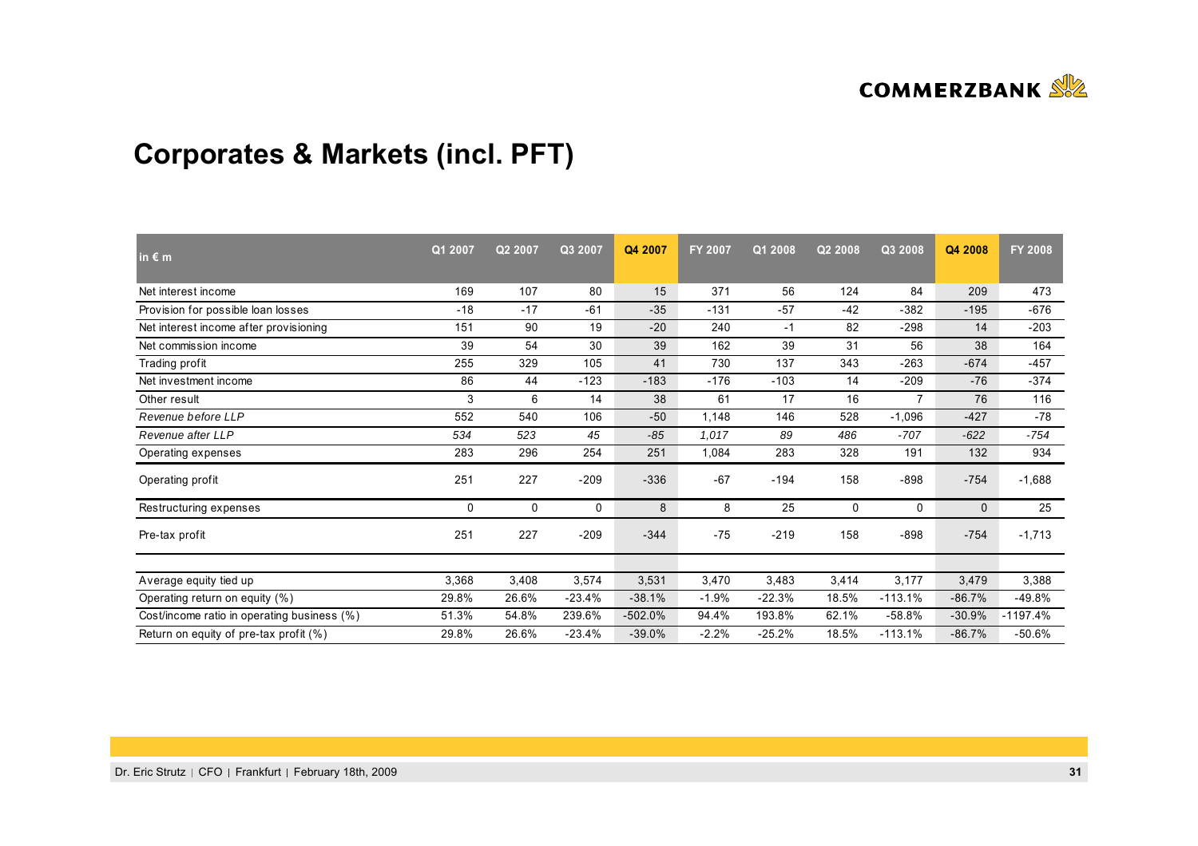# Corporates & Markets (incl. PFT)

| in € m | Q1 2007 | Q2 2007 | Q3 2007 | Q4 2007 | FY 2007 | Q1 2008 | Q2 2008 | Q3 2008 | Q4 2008 | FY 2008 |
|---|---|---|---|---|---|---|---|---|---|---|
| Net interest income | 169 | 107 | 80 | 15 | 371 | 56 | 124 | 84 | 209 | 473 |
| Provision for possible loan losses | -18 | -17 | -61 | -35 | -131 | -57 | -42 | -382 | -195 | -676 |
| Net interest income after provisioning | 151 | 90 | 19 | -20 | 240 | -1 | 82 | -298 | 14 | -203 |
| Net commission income | 39 | 54 | 30 | 39 | 162 | 39 | 31 | 56 | 38 | 164 |
| Trading profit | 255 | 329 | 105 | 41 | 730 | 137 | 343 | -263 | -674 | -457 |
| Net investment income | 86 | 44 | -123 | -183 | -176 | -103 | 14 | -209 | -76 | -374 |
| Other result | 3 | 6 | 14 | 38 | 61 | 17 | 16 | 7 | 76 | 116 |
| *Revenue before LLP* | 552 | 540 | 106 | -50 | 1,148 | 146 | 528 | -1,096 | -427 | -78 |
| *Revenue after LLP* | *534* | *523* | *45* | *-85* | *1,017* | *89* | *486* | *-707* | *-622* | *-754* |
| Operating expenses | 283 | 296 | 254 | 251 | 1,084 | 283 | 328 | 191 | 132 | 934 |
| Operating profit | 251 | 227 | -209 | -336 | -67 | -194 | 158 | -898 | -754 | -1,688 |
| Restructuring expenses | 0 | 0 | 0 | 8 | 8 | 25 | 0 | 0 | 0 | 25 |
| Pre-tax profit | 251 | 227 | -209 | -344 | -75 | -219 | 158 | -898 | -754 | -1,713 |
| | | | | | | | | | | |
| Average equity tied up | 3,368 | 3,408 | 3,574 | 3,531 | 3,470 | 3,483 | 3,414 | 3,177 | 3,479 | 3,388 |
| Operating return on equity (%) | 29.8% | 26.6% | -23.4% | -38.1% | -1.9% | -22.3% | 18.5% | -113.1% | -86.7% | -49.8% |
| Cost/income ratio in operating business (%) | 51.3% | 54.8% | 239.6% | -502.0% | 94.4% | 193.8% | 62.1% | -58.8% | -30.9% | -1197.4% |
| Return on equity of pre-tax profit (%) | 29.8% | 26.6% | -23.4% | -39.0% | -2.2% | -25.2% | 18.5% | -113.1% | -86.7% | -50.6% |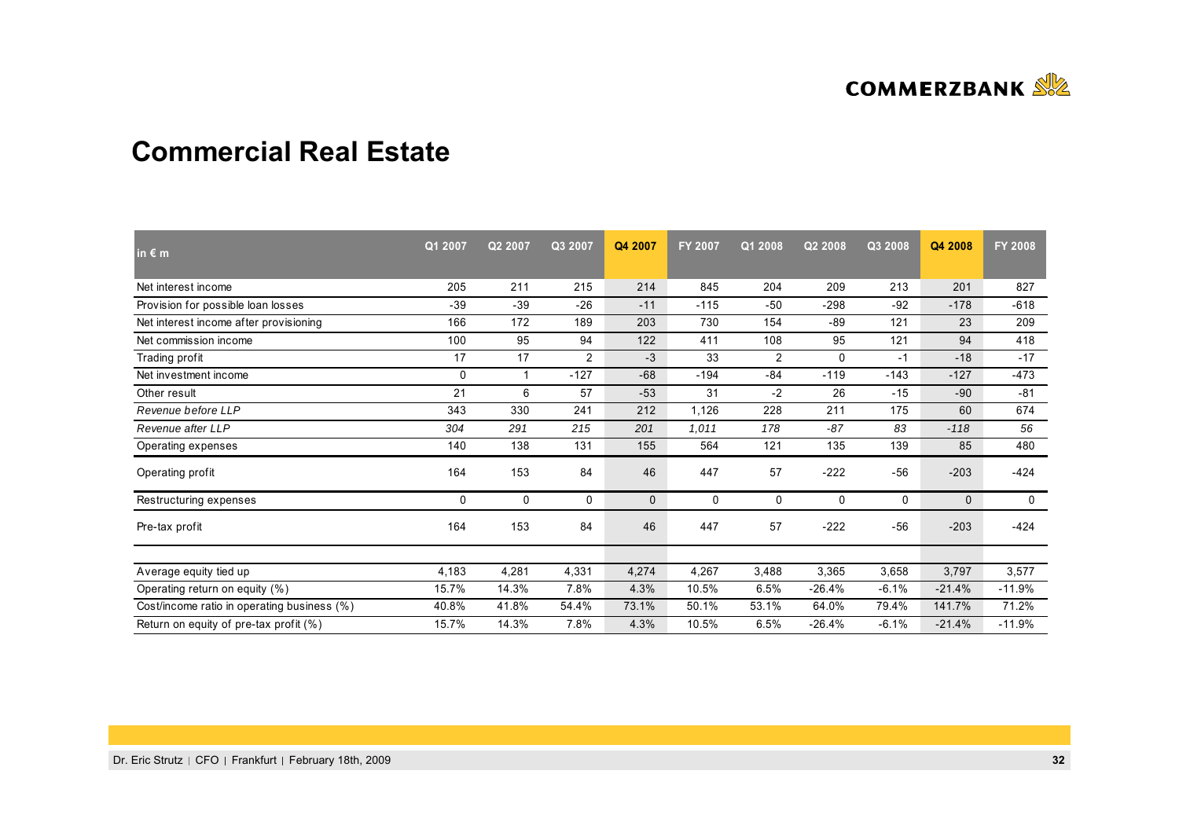# Commercial Real Estate

| in € m | Q1 2007 | Q2 2007 | Q3 2007 | Q4 2007 | FY 2007 | Q1 2008 | Q2 2008 | Q3 2008 | Q4 2008 | FY 2008 |
|---|---|---|---|---|---|---|---|---|---|---|
| Net interest income | 205 | 211 | 215 | 214 | 845 | 204 | 209 | 213 | 201 | 827 |
| Provision for possible loan losses | -39 | -39 | -26 | -11 | -115 | -50 | -298 | -92 | -178 | -618 |
| Net interest income after provisioning | 166 | 172 | 189 | 203 | 730 | 154 | -89 | 121 | 23 | 209 |
| Net commission income | 100 | 95 | 94 | 122 | 411 | 108 | 95 | 121 | 94 | 418 |
| Trading profit | 17 | 17 | 2 | -3 | 33 | 2 | 0 | -1 | -18 | -17 |
| Net investment income | 0 | 1 | -127 | -68 | -194 | -84 | -119 | -143 | -127 | -473 |
| Other result | 21 | 6 | 57 | -53 | 31 | -2 | 26 | -15 | -90 | -81 |
| *Revenue before LLP* | 343 | 330 | 241 | 212 | 1,126 | 228 | 211 | 175 | 60 | 674 |
| *Revenue after LLP* | *304* | *291* | *215* | *201* | *1,011* | *178* | *-87* | *83* | *-118* | *56* |
| Operating expenses | 140 | 138 | 131 | 155 | 564 | 121 | 135 | 139 | 85 | 480 |
| Operating profit | 164 | 153 | 84 | 46 | 447 | 57 | -222 | -56 | -203 | -424 |
| Restructuring expenses | 0 | 0 | 0 | 0 | 0 | 0 | 0 | 0 | 0 | 0 |
| Pre-tax profit | 164 | 153 | 84 | 46 | 447 | 57 | -222 | -56 | -203 | -424 |
| | | | | | | | | | | |
| Average equity tied up | 4,183 | 4,281 | 4,331 | 4,274 | 4,267 | 3,488 | 3,365 | 3,658 | 3,797 | 3,577 |
| Operating return on equity (%) | 15.7% | 14.3% | 7.8% | 4.3% | 10.5% | 6.5% | -26.4% | -6.1% | -21.4% | -11.9% |
| Cost/income ratio in operating business (%) | 40.8% | 41.8% | 54.4% | 73.1% | 50.1% | 53.1% | 64.0% | 79.4% | 141.7% | 71.2% |
| Return on equity of pre-tax profit (%) | 15.7% | 14.3% | 7.8% | 4.3% | 10.5% | 6.5% | -26.4% | -6.1% | -21.4% | -11.9% |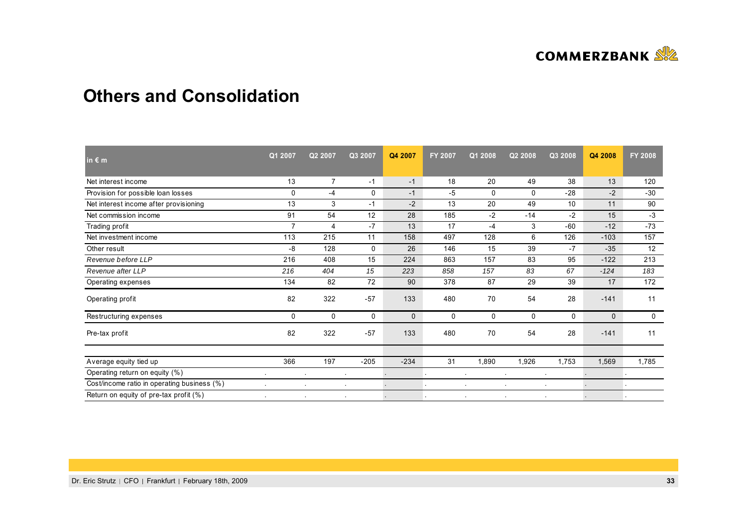# Others and Consolidation

| in € m | Q1 2007 | Q2 2007 | Q3 2007 | Q4 2007 | FY 2007 | Q1 2008 | Q2 2008 | Q3 2008 | Q4 2008 | FY 2008 |
|---|---|---|---|---|---|---|---|---|---|---|
| Net interest income | 13 | 7 | -1 | -1 | 18 | 20 | 49 | 38 | 13 | 120 |
| Provision for possible loan losses | 0 | -4 | 0 | -1 | -5 | 0 | 0 | -28 | -2 | -30 |
| Net interest income after provisioning | 13 | 3 | -1 | -2 | 13 | 20 | 49 | 10 | 11 | 90 |
| Net commission income | 91 | 54 | 12 | 28 | 185 | -2 | -14 | -2 | 15 | -3 |
| Trading profit | 7 | 4 | -7 | 13 | 17 | -4 | 3 | -60 | -12 | -73 |
| Net investment income | 113 | 215 | 11 | 158 | 497 | 128 | 6 | 126 | -103 | 157 |
| Other result | -8 | 128 | 0 | 26 | 146 | 15 | 39 | -7 | -35 | 12 |
| *Revenue before LLP* | 216 | 408 | 15 | 224 | 863 | 157 | 83 | 95 | -122 | 213 |
| *Revenue after LLP* | *216* | *404* | *15* | *223* | *858* | *157* | *83* | *67* | *-124* | *183* |
| Operating expenses | 134 | 82 | 72 | 90 | 378 | 87 | 29 | 39 | 17 | 172 |
| Operating profit | 82 | 322 | -57 | 133 | 480 | 70 | 54 | 28 | -141 | 11 |
| Restructuring expenses | 0 | 0 | 0 | 0 | 0 | 0 | 0 | 0 | 0 | 0 |
| Pre-tax profit | 82 | 322 | -57 | 133 | 480 | 70 | 54 | 28 | -141 | 11 |
| | | | | | | | | | | |
| Average equity tied up | 366 | 197 | -205 | -234 | 31 | 1,890 | 1,926 | 1,753 | 1,569 | 1,785 |
| Operating return on equity (%) | . | . | . | . | . | . | . | . | . | . |
| Cost/income ratio in operating business (%) | . | . | . | . | . | . | . | . | . | . |
| Return on equity of pre-tax profit (%) | . | . | . | . | . | . | . | . | . | . |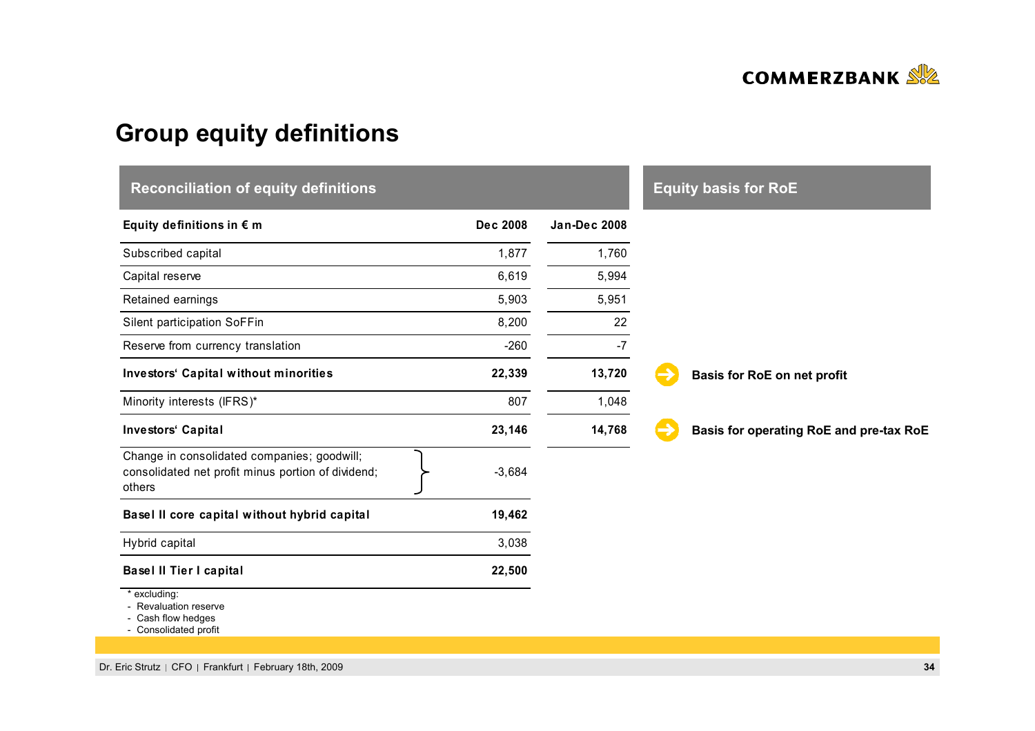# Group equity definitions

## Reconciliation of equity definitions

| Equity definitions in € m | Dec 2008 | Jan-Dec 2008 |
|---|---|---|
| Subscribed capital | 1,877 | 1,760 |
| Capital reserve | 6,619 | 5,994 |
| Retained earnings | 5,903 | 5,951 |
| Silent participation SoFFin | 8,200 | 22 |
| Reserve from currency translation | -260 | -7 |
| **Investors' Capital without minorities** | **22,339** | **13,720** |
| Minority interests (IFRS)* | 807 | 1,048 |
| **Investors' Capital** | **23,146** | **14,768** |
| Change in consolidated companies; goodwill; consolidated net profit minus portion of dividend; others | -3,684 | |
| **Basel II core capital without hybrid capital** | **19,462** | |
| Hybrid capital | 3,038 | |
| **Basel II Tier I capital** | **22,500** | |

\* excluding:
- Revaluation reserve
- Cash flow hedges
- Consolidated profit

## Equity basis for RoE

- Investors' Capital without minorities: **Basis for RoE on net profit**
- Investors' Capital: **Basis for operating RoE and pre-tax RoE**

Dr. Eric Strutz | CFO | Frankfurt | February 18th, 2009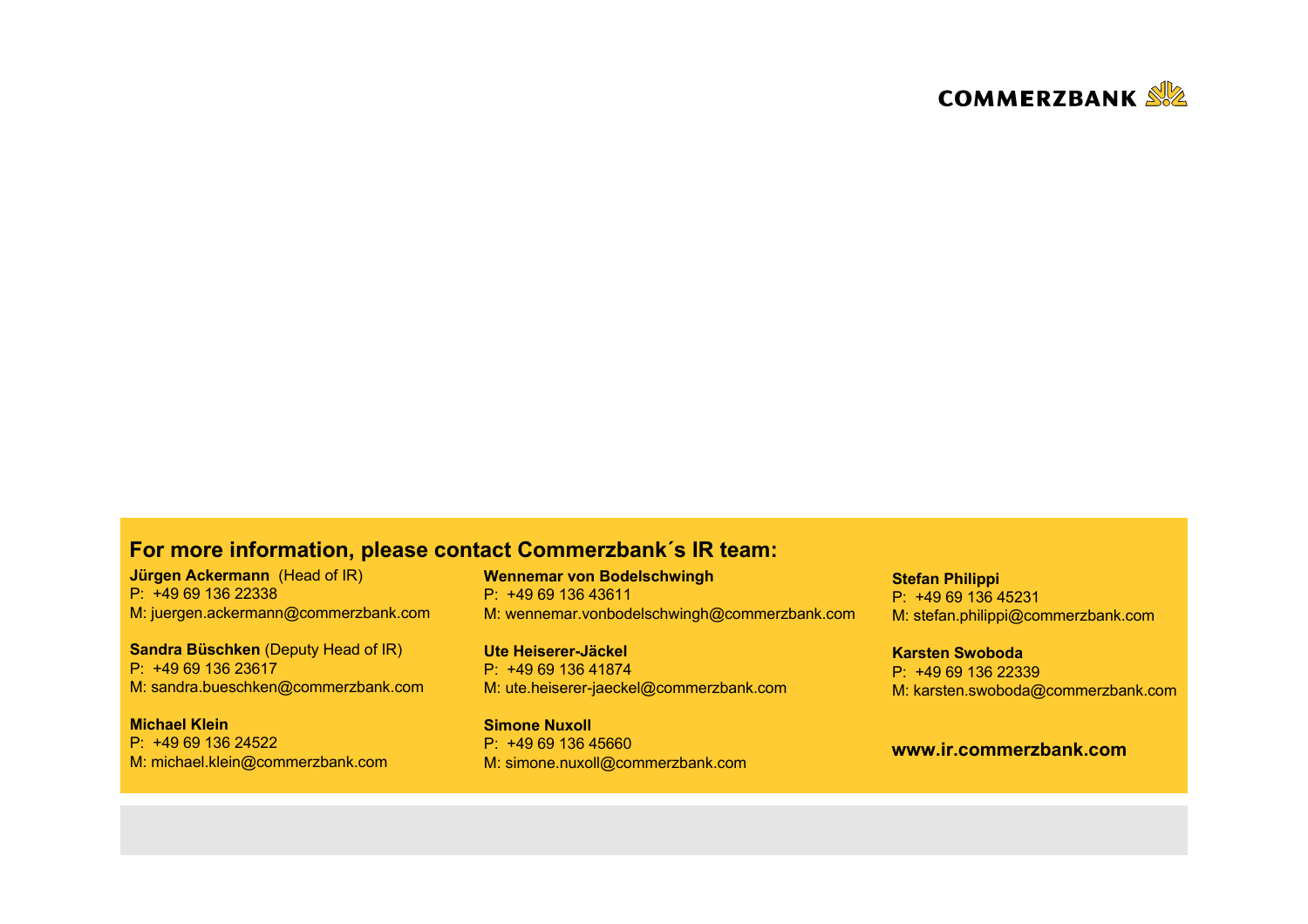COMMERZBANK

## For more information, please contact Commerzbank´s IR team:

**Jürgen Ackermann** (Head of IR)
P: +49 69 136 22338
M: juergen.ackermann@commerzbank.com

**Sandra Büschken** (Deputy Head of IR)
P: +49 69 136 23617
M: sandra.bueschken@commerzbank.com

**Michael Klein**
P: +49 69 136 24522
M: michael.klein@commerzbank.com

**Wennemar von Bodelschwingh**
P: +49 69 136 43611
M: wennemar.vonbodelschwingh@commerzbank.com

**Ute Heiserer-Jäckel**
P: +49 69 136 41874
M: ute.heiserer-jaeckel@commerzbank.com

**Simone Nuxoll**
P: +49 69 136 45660
M: simone.nuxoll@commerzbank.com

**Stefan Philippi**
P: +49 69 136 45231
M: stefan.philippi@commerzbank.com

**Karsten Swoboda**
P: +49 69 136 22339
M: karsten.swoboda@commerzbank.com

**www.ir.commerzbank.com**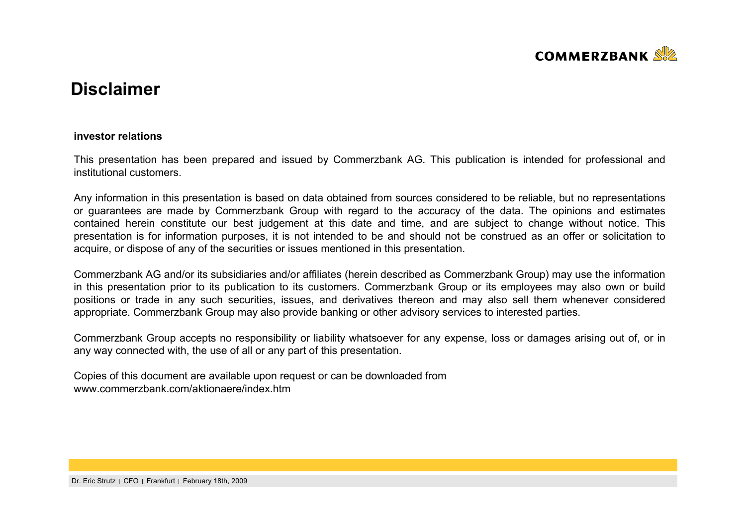# Disclaimer

**investor relations**

This presentation has been prepared and issued by Commerzbank AG. This publication is intended for professional and institutional customers.

Any information in this presentation is based on data obtained from sources considered to be reliable, but no representations or guarantees are made by Commerzbank Group with regard to the accuracy of the data. The opinions and estimates contained herein constitute our best judgement at this date and time, and are subject to change without notice. This presentation is for information purposes, it is not intended to be and should not be construed as an offer or solicitation to acquire, or dispose of any of the securities or issues mentioned in this presentation.

Commerzbank AG and/or its subsidiaries and/or affiliates (herein described as Commerzbank Group) may use the information in this presentation prior to its publication to its customers. Commerzbank Group or its employees may also own or build positions or trade in any such securities, issues, and derivatives thereon and may also sell them whenever considered appropriate. Commerzbank Group may also provide banking or other advisory services to interested parties.

Commerzbank Group accepts no responsibility or liability whatsoever for any expense, loss or damages arising out of, or in any way connected with, the use of all or any part of this presentation.

Copies of this document are available upon request or can be downloaded from
www.commerzbank.com/aktionaere/index.htm